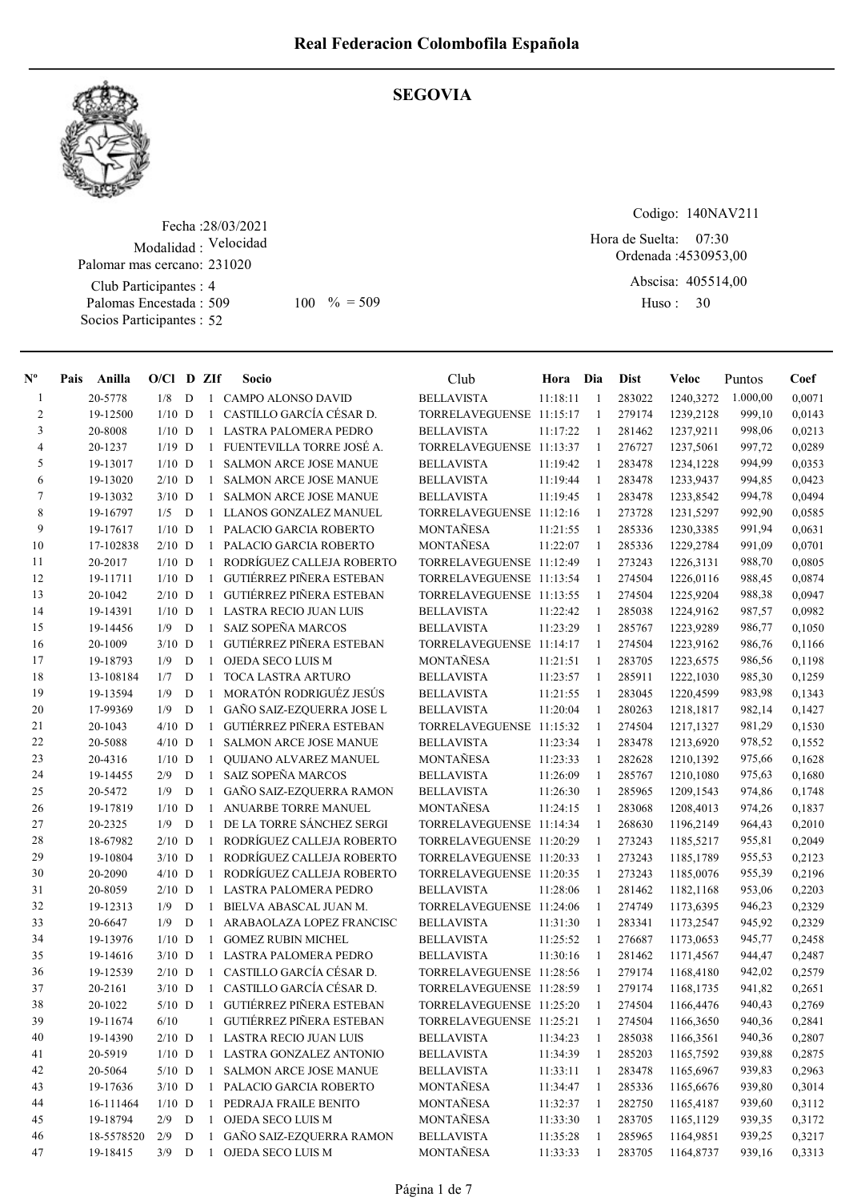# Real Federacion Colombofila Española

## SEGOVIA

Fecha :28/03/2021
Modalidad : Velocidad
Palomar mas cercano: 231020
Club Participantes : 4
Palomas Encestada : 509 100 % = 509
Socios Participantes : 52

Codigo: 140NAV211
Hora de Suelta: 07:30
Ordenada :4530953,00
Abscisa: 405514,00
Huso : 30

| Nº | Pais | Anilla | O/Cl | D | ZIf | Socio | Club | Hora | Dia | Dist | Veloc | Puntos | Coef |
|---|---|---|---|---|---|---|---|---|---|---|---|---|---|
| 1 | | 20-5778 | 1/8 | D | 1 | CAMPO ALONSO DAVID | BELLAVISTA | 11:18:11 | 1 | 283022 | 1240,3272 | 1.000,00 | 0,0071 |
| 2 | | 19-12500 | 1/10 | D | 1 | CASTILLO GARCÍA CÉSAR D. | TORRELAVEGUENSE | 11:15:17 | 1 | 279174 | 1239,2128 | 999,10 | 0,0143 |
| 3 | | 20-8008 | 1/10 | D | 1 | LASTRA PALOMERA PEDRO | BELLAVISTA | 11:17:22 | 1 | 281462 | 1237,9211 | 998,06 | 0,0213 |
| 4 | | 20-1237 | 1/19 | D | 1 | FUENTEVILLA TORRE JOSÉ A. | TORRELAVEGUENSE | 11:13:37 | 1 | 276727 | 1237,5061 | 997,72 | 0,0289 |
| 5 | | 19-13017 | 1/10 | D | 1 | SALMON ARCE JOSE MANUE | BELLAVISTA | 11:19:42 | 1 | 283478 | 1234,1228 | 994,99 | 0,0353 |
| 6 | | 19-13020 | 2/10 | D | 1 | SALMON ARCE JOSE MANUE | BELLAVISTA | 11:19:44 | 1 | 283478 | 1233,9437 | 994,85 | 0,0423 |
| 7 | | 19-13032 | 3/10 | D | 1 | SALMON ARCE JOSE MANUE | BELLAVISTA | 11:19:45 | 1 | 283478 | 1233,8542 | 994,78 | 0,0494 |
| 8 | | 19-16797 | 1/5 | D | 1 | LLANOS GONZALEZ MANUEL | TORRELAVEGUENSE | 11:12:16 | 1 | 273728 | 1231,5297 | 992,90 | 0,0585 |
| 9 | | 19-17617 | 1/10 | D | 1 | PALACIO GARCIA ROBERTO | MONTAÑESA | 11:21:55 | 1 | 285336 | 1230,3385 | 991,94 | 0,0631 |
| 10 | | 17-102838 | 2/10 | D | 1 | PALACIO GARCIA ROBERTO | MONTAÑESA | 11:22:07 | 1 | 285336 | 1229,2784 | 991,09 | 0,0701 |
| 11 | | 20-2017 | 1/10 | D | 1 | RODRÍGUEZ CALLEJA ROBERTO | TORRELAVEGUENSE | 11:12:49 | 1 | 273243 | 1226,3131 | 988,70 | 0,0805 |
| 12 | | 19-11711 | 1/10 | D | 1 | GUTIÉRREZ PIÑERA ESTEBAN | TORRELAVEGUENSE | 11:13:54 | 1 | 274504 | 1226,0116 | 988,45 | 0,0874 |
| 13 | | 20-1042 | 2/10 | D | 1 | GUTIÉRREZ PIÑERA ESTEBAN | TORRELAVEGUENSE | 11:13:55 | 1 | 274504 | 1225,9204 | 988,38 | 0,0947 |
| 14 | | 19-14391 | 1/10 | D | 1 | LASTRA RECIO JUAN LUIS | BELLAVISTA | 11:22:42 | 1 | 285038 | 1224,9162 | 987,57 | 0,0982 |
| 15 | | 19-14456 | 1/9 | D | 1 | SAIZ SOPEÑA MARCOS | BELLAVISTA | 11:23:29 | 1 | 285767 | 1223,9289 | 986,77 | 0,1050 |
| 16 | | 20-1009 | 3/10 | D | 1 | GUTIÉRREZ PIÑERA ESTEBAN | TORRELAVEGUENSE | 11:14:17 | 1 | 274504 | 1223,9162 | 986,76 | 0,1166 |
| 17 | | 19-18793 | 1/9 | D | 1 | OJEDA SECO LUIS M | MONTAÑESA | 11:21:51 | 1 | 283705 | 1223,6575 | 986,56 | 0,1198 |
| 18 | | 13-108184 | 1/7 | D | 1 | TOCA LASTRA ARTURO | BELLAVISTA | 11:23:57 | 1 | 285911 | 1222,1030 | 985,30 | 0,1259 |
| 19 | | 19-13594 | 1/9 | D | 1 | MORATÓN RODRIGUÉZ JESÚS | BELLAVISTA | 11:21:55 | 1 | 283045 | 1220,4599 | 983,98 | 0,1343 |
| 20 | | 17-99369 | 1/9 | D | 1 | GAÑO SAIZ-EZQUERRA JOSE L | BELLAVISTA | 11:20:04 | 1 | 280263 | 1218,1817 | 982,14 | 0,1427 |
| 21 | | 20-1043 | 4/10 | D | 1 | GUTIÉRREZ PIÑERA ESTEBAN | TORRELAVEGUENSE | 11:15:32 | 1 | 274504 | 1217,1327 | 981,29 | 0,1530 |
| 22 | | 20-5088 | 4/10 | D | 1 | SALMON ARCE JOSE MANUE | BELLAVISTA | 11:23:34 | 1 | 283478 | 1213,6920 | 978,52 | 0,1552 |
| 23 | | 20-4316 | 1/10 | D | 1 | QUIJANO ALVAREZ MANUEL | MONTAÑESA | 11:23:33 | 1 | 282628 | 1210,1392 | 975,66 | 0,1628 |
| 24 | | 19-14455 | 2/9 | D | 1 | SAIZ SOPEÑA MARCOS | BELLAVISTA | 11:26:09 | 1 | 285767 | 1210,1080 | 975,63 | 0,1680 |
| 25 | | 20-5472 | 1/9 | D | 1 | GAÑO SAIZ-EZQUERRA RAMON | BELLAVISTA | 11:26:30 | 1 | 285965 | 1209,1543 | 974,86 | 0,1748 |
| 26 | | 19-17819 | 1/10 | D | 1 | ANUARBE TORRE MANUEL | MONTAÑESA | 11:24:15 | 1 | 283068 | 1208,4013 | 974,26 | 0,1837 |
| 27 | | 20-2325 | 1/9 | D | 1 | DE LA TORRE SÁNCHEZ SERGI | TORRELAVEGUENSE | 11:14:34 | 1 | 268630 | 1196,2149 | 964,43 | 0,2010 |
| 28 | | 18-67982 | 2/10 | D | 1 | RODRÍGUEZ CALLEJA ROBERTO | TORRELAVEGUENSE | 11:20:29 | 1 | 273243 | 1185,5217 | 955,81 | 0,2049 |
| 29 | | 19-10804 | 3/10 | D | 1 | RODRÍGUEZ CALLEJA ROBERTO | TORRELAVEGUENSE | 11:20:33 | 1 | 273243 | 1185,1789 | 955,53 | 0,2123 |
| 30 | | 20-2090 | 4/10 | D | 1 | RODRÍGUEZ CALLEJA ROBERTO | TORRELAVEGUENSE | 11:20:35 | 1 | 273243 | 1185,0076 | 955,39 | 0,2196 |
| 31 | | 20-8059 | 2/10 | D | 1 | LASTRA PALOMERA PEDRO | BELLAVISTA | 11:28:06 | 1 | 281462 | 1182,1168 | 953,06 | 0,2203 |
| 32 | | 19-12313 | 1/9 | D | 1 | BIELVA ABASCAL JUAN M. | TORRELAVEGUENSE | 11:24:06 | 1 | 274749 | 1173,6395 | 946,23 | 0,2329 |
| 33 | | 20-6647 | 1/9 | D | 1 | ARABAOLAZA LOPEZ FRANCISC | BELLAVISTA | 11:31:30 | 1 | 283341 | 1173,2547 | 945,92 | 0,2329 |
| 34 | | 19-13976 | 1/10 | D | 1 | GOMEZ RUBIN MICHEL | BELLAVISTA | 11:25:52 | 1 | 276687 | 1173,0653 | 945,77 | 0,2458 |
| 35 | | 19-14616 | 3/10 | D | 1 | LASTRA PALOMERA PEDRO | BELLAVISTA | 11:30:16 | 1 | 281462 | 1171,4567 | 944,47 | 0,2487 |
| 36 | | 19-12539 | 2/10 | D | 1 | CASTILLO GARCÍA CÉSAR D. | TORRELAVEGUENSE | 11:28:56 | 1 | 279174 | 1168,4180 | 942,02 | 0,2579 |
| 37 | | 20-2161 | 3/10 | D | 1 | CASTILLO GARCÍA CÉSAR D. | TORRELAVEGUENSE | 11:28:59 | 1 | 279174 | 1168,1735 | 941,82 | 0,2651 |
| 38 | | 20-1022 | 5/10 | D | 1 | GUTIÉRREZ PIÑERA ESTEBAN | TORRELAVEGUENSE | 11:25:20 | 1 | 274504 | 1166,4476 | 940,43 | 0,2769 |
| 39 | | 19-11674 | 6/10 | | 1 | GUTIÉRREZ PIÑERA ESTEBAN | TORRELAVEGUENSE | 11:25:21 | 1 | 274504 | 1166,3650 | 940,36 | 0,2841 |
| 40 | | 19-14390 | 2/10 | D | 1 | LASTRA RECIO JUAN LUIS | BELLAVISTA | 11:34:23 | 1 | 285038 | 1166,3561 | 940,36 | 0,2807 |
| 41 | | 20-5919 | 1/10 | D | 1 | LASTRA GONZALEZ ANTONIO | BELLAVISTA | 11:34:39 | 1 | 285203 | 1165,7592 | 939,88 | 0,2875 |
| 42 | | 20-5064 | 5/10 | D | 1 | SALMON ARCE JOSE MANUE | BELLAVISTA | 11:33:11 | 1 | 283478 | 1165,6967 | 939,83 | 0,2963 |
| 43 | | 19-17636 | 3/10 | D | 1 | PALACIO GARCIA ROBERTO | MONTAÑESA | 11:34:47 | 1 | 285336 | 1165,6676 | 939,80 | 0,3014 |
| 44 | | 16-111464 | 1/10 | D | 1 | PEDRAJA FRAILE BENITO | MONTAÑESA | 11:32:37 | 1 | 282750 | 1165,4187 | 939,60 | 0,3112 |
| 45 | | 19-18794 | 2/9 | D | 1 | OJEDA SECO LUIS M | MONTAÑESA | 11:33:30 | 1 | 283705 | 1165,1129 | 939,35 | 0,3172 |
| 46 | | 18-5578520 | 2/9 | D | 1 | GAÑO SAIZ-EZQUERRA RAMON | BELLAVISTA | 11:35:28 | 1 | 285965 | 1164,9851 | 939,25 | 0,3217 |
| 47 | | 19-18415 | 3/9 | D | 1 | OJEDA SECO LUIS M | MONTAÑESA | 11:33:33 | 1 | 283705 | 1164,8737 | 939,16 | 0,3313 |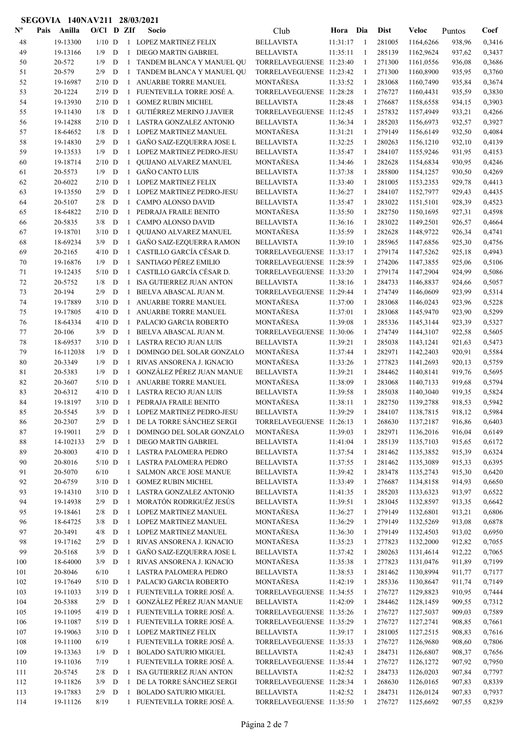**SEGOVIA 140NAV211 28/03/2021**

| Nº | Pais | Anilla | O/Cl | D | ZIf | Socio | Club | Hora | Dia | Dist | Veloc | Puntos | Coef |
|---|---|---|---|---|---|---|---|---|---|---|---|---|---|
| 48 | | 19-13300 | 1/10 | D | 1 | LOPEZ MARTINEZ FELIX | BELLAVISTA | 11:31:17 | 1 | 281005 | 1164,6266 | 938,96 | 0,3416 |
| 49 | | 19-13166 | 1/9 | D | 1 | DIEGO MARTIN GABRIEL | BELLAVISTA | 11:35:11 | 1 | 285139 | 1162,9624 | 937,62 | 0,3437 |
| 50 | | 20-572 | 1/9 | D | 1 | TANDEM BLANCA Y MANUEL QU | TORRELAVEGUENSE | 11:23:40 | 1 | 271300 | 1161,0556 | 936,08 | 0,3686 |
| 51 | | 20-579 | 2/9 | D | 1 | TANDEM BLANCA Y MANUEL QU | TORRELAVEGUENSE | 11:23:42 | 1 | 271300 | 1160,8900 | 935,95 | 0,3760 |
| 52 | | 19-16987 | 2/10 | D | 1 | ANUARBE TORRE MANUEL | MONTAÑESA | 11:33:52 | 1 | 283068 | 1160,7490 | 935,84 | 0,3674 |
| 53 | | 20-1224 | 2/19 | D | 1 | FUENTEVILLA TORRE JOSÉ A. | TORRELAVEGUENSE | 11:28:28 | 1 | 276727 | 1160,4431 | 935,59 | 0,3830 |
| 54 | | 19-13930 | 2/10 | D | 1 | GOMEZ RUBIN MICHEL | BELLAVISTA | 11:28:48 | 1 | 276687 | 1158,6558 | 934,15 | 0,3903 |
| 55 | | 19-11430 | 1/8 | D | 1 | GUTIÉRREZ MERINO J.JAVIER | TORRELAVEGUENSE | 11:12:45 | 1 | 257832 | 1157,4949 | 933,21 | 0,4266 |
| 56 | | 19-14288 | 2/10 | D | 1 | LASTRA GONZALEZ ANTONIO | BELLAVISTA | 11:36:34 | 1 | 285203 | 1156,6973 | 932,57 | 0,3927 |
| 57 | | 18-64652 | 1/8 | D | 1 | LOPEZ MARTINEZ MANUEL | MONTAÑESA | 11:31:21 | 1 | 279149 | 1156,6149 | 932,50 | 0,4084 |
| 58 | | 19-14830 | 2/9 | D | 1 | GAÑO SAIZ-EZQUERRA JOSE L | BELLAVISTA | 11:32:25 | 1 | 280263 | 1156,1210 | 932,10 | 0,4139 |
| 59 | | 19-13533 | 1/9 | D | 1 | LOPEZ MARTINEZ PEDRO-JESU | BELLAVISTA | 11:35:47 | 1 | 284107 | 1155,9246 | 931,95 | 0,4153 |
| 60 | | 19-18714 | 2/10 | D | 1 | QUIJANO ALVAREZ MANUEL | MONTAÑESA | 11:34:46 | 1 | 282628 | 1154,6834 | 930,95 | 0,4246 |
| 61 | | 20-5573 | 1/9 | D | 1 | GAÑO CANTO LUIS | BELLAVISTA | 11:37:38 | 1 | 285800 | 1154,1257 | 930,50 | 0,4269 |
| 62 | | 20-6022 | 2/10 | D | 1 | LOPEZ MARTINEZ FELIX | BELLAVISTA | 11:33:40 | 1 | 281005 | 1153,2353 | 929,78 | 0,4413 |
| 63 | | 19-13550 | 2/9 | D | 1 | LOPEZ MARTINEZ PEDRO-JESU | BELLAVISTA | 11:36:27 | 1 | 284107 | 1152,7977 | 929,43 | 0,4435 |
| 64 | | 20-5107 | 2/8 | D | 1 | CAMPO ALONSO DAVID | BELLAVISTA | 11:35:47 | 1 | 283022 | 1151,5101 | 928,39 | 0,4523 |
| 65 | | 18-64822 | 2/10 | D | 1 | PEDRAJA FRAILE BENITO | MONTAÑESA | 11:35:50 | 1 | 282750 | 1150,1695 | 927,31 | 0,4598 |
| 66 | | 20-5835 | 3/8 | D | 1 | CAMPO ALONSO DAVID | BELLAVISTA | 11:36:16 | 1 | 283022 | 1149,2501 | 926,57 | 0,4664 |
| 67 | | 19-18701 | 3/10 | D | 1 | QUIJANO ALVAREZ MANUEL | MONTAÑESA | 11:35:59 | 1 | 282628 | 1148,9722 | 926,34 | 0,4741 |
| 68 | | 18-69234 | 3/9 | D | 1 | GAÑO SAIZ-EZQUERRA RAMON | BELLAVISTA | 11:39:10 | 1 | 285965 | 1147,6856 | 925,30 | 0,4756 |
| 69 | | 20-2165 | 4/10 | D | 1 | CASTILLO GARCÍA CÉSAR D. | TORRELAVEGUENSE | 11:33:17 | 1 | 279174 | 1147,5262 | 925,18 | 0,4943 |
| 70 | | 19-16876 | 1/9 | D | 1 | SANTIAGO PÉREZ EMILIO | TORRELAVEGUENSE | 11:28:59 | 1 | 274206 | 1147,3855 | 925,06 | 0,5106 |
| 71 | | 19-12435 | 5/10 | D | 1 | CASTILLO GARCÍA CÉSAR D. | TORRELAVEGUENSE | 11:33:20 | 1 | 279174 | 1147,2904 | 924,99 | 0,5086 |
| 72 | | 20-5752 | 1/8 | D | 1 | ISA GUTIERREZ JUAN ANTON | BELLAVISTA | 11:38:16 | 1 | 284733 | 1146,8837 | 924,66 | 0,5057 |
| 73 | | 20-194 | 2/9 | D | 1 | BIELVA ABASCAL JUAN M. | TORRELAVEGUENSE | 11:29:44 | 1 | 274749 | 1146,0609 | 923,99 | 0,5314 |
| 74 | | 19-17889 | 3/10 | D | 1 | ANUARBE TORRE MANUEL | MONTAÑESA | 11:37:00 | 1 | 283068 | 1146,0243 | 923,96 | 0,5228 |
| 75 | | 19-17805 | 4/10 | D | 1 | ANUARBE TORRE MANUEL | MONTAÑESA | 11:37:01 | 1 | 283068 | 1145,9470 | 923,90 | 0,5299 |
| 76 | | 18-64334 | 4/10 | D | 1 | PALACIO GARCIA ROBERTO | MONTAÑESA | 11:39:08 | 1 | 285336 | 1145,3144 | 923,39 | 0,5327 |
| 77 | | 20-106 | 3/9 | D | 1 | BIELVA ABASCAL JUAN M. | TORRELAVEGUENSE | 11:30:06 | 1 | 274749 | 1144,3107 | 922,58 | 0,5605 |
| 78 | | 18-69537 | 3/10 | D | 1 | LASTRA RECIO JUAN LUIS | BELLAVISTA | 11:39:21 | 1 | 285038 | 1143,1241 | 921,63 | 0,5473 |
| 79 | | 16-112038 | 1/9 | D | 1 | DOMINGO DEL SOLAR GONZALO | MONTAÑESA | 11:37:44 | 1 | 282971 | 1142,2403 | 920,91 | 0,5584 |
| 80 | | 20-3349 | 1/9 | D | 1 | RIVAS ANSORENA J. IGNACIO | MONTAÑESA | 11:33:26 | 1 | 277823 | 1141,2693 | 920,13 | 0,5759 |
| 81 | | 20-5383 | 1/9 | D | 1 | GONZÁLEZ PÉREZ JUAN MANUE | BELLAVISTA | 11:39:21 | 1 | 284462 | 1140,8141 | 919,76 | 0,5695 |
| 82 | | 20-3607 | 5/10 | D | 1 | ANUARBE TORRE MANUEL | MONTAÑESA | 11:38:09 | 1 | 283068 | 1140,7133 | 919,68 | 0,5794 |
| 83 | | 20-6312 | 4/10 | D | 1 | LASTRA RECIO JUAN LUIS | BELLAVISTA | 11:39:58 | 1 | 285038 | 1140,3040 | 919,35 | 0,5824 |
| 84 | | 19-18197 | 3/10 | D | 1 | PEDRAJA FRAILE BENITO | MONTAÑESA | 11:38:11 | 1 | 282750 | 1139,2788 | 918,53 | 0,5942 |
| 85 | | 20-5545 | 3/9 | D | 1 | LOPEZ MARTINEZ PEDRO-JESU | BELLAVISTA | 11:39:29 | 1 | 284107 | 1138,7815 | 918,12 | 0,5984 |
| 86 | | 20-2307 | 2/9 | D | 1 | DE LA TORRE SÁNCHEZ SERGI | TORRELAVEGUENSE | 11:26:13 | 1 | 268630 | 1137,2187 | 916,86 | 0,6403 |
| 87 | | 19-19011 | 2/9 | D | 1 | DOMINGO DEL SOLAR GONZALO | MONTAÑESA | 11:39:03 | 1 | 282971 | 1136,2016 | 916,04 | 0,6149 |
| 88 | | 14-102133 | 2/9 | D | 1 | DIEGO MARTIN GABRIEL | BELLAVISTA | 11:41:04 | 1 | 285139 | 1135,7103 | 915,65 | 0,6172 |
| 89 | | 20-8003 | 4/10 | D | 1 | LASTRA PALOMERA PEDRO | BELLAVISTA | 11:37:54 | 1 | 281462 | 1135,3852 | 915,39 | 0,6324 |
| 90 | | 20-8016 | 5/10 | D | 1 | LASTRA PALOMERA PEDRO | BELLAVISTA | 11:37:55 | 1 | 281462 | 1135,3089 | 915,33 | 0,6395 |
| 91 | | 20-5070 | 6/10 | | 1 | SALMON ARCE JOSE MANUE | BELLAVISTA | 11:39:42 | 1 | 283478 | 1135,2743 | 915,30 | 0,6420 |
| 92 | | 20-6759 | 3/10 | D | 1 | GOMEZ RUBIN MICHEL | BELLAVISTA | 11:33:49 | 1 | 276687 | 1134,8158 | 914,93 | 0,6650 |
| 93 | | 19-14310 | 3/10 | D | 1 | LASTRA GONZALEZ ANTONIO | BELLAVISTA | 11:41:35 | 1 | 285203 | 1133,6323 | 913,97 | 0,6522 |
| 94 | | 19-14938 | 2/9 | D | 1 | MORATÓN RODRIGUÉZ JESÚS | BELLAVISTA | 11:39:51 | 1 | 283045 | 1132,8597 | 913,35 | 0,6642 |
| 95 | | 19-18461 | 2/8 | D | 1 | LOPEZ MARTINEZ MANUEL | MONTAÑESA | 11:36:27 | 1 | 279149 | 1132,6801 | 913,21 | 0,6806 |
| 96 | | 18-64725 | 3/8 | D | 1 | LOPEZ MARTINEZ MANUEL | MONTAÑESA | 11:36:29 | 1 | 279149 | 1132,5269 | 913,08 | 0,6878 |
| 97 | | 20-3491 | 4/8 | D | 1 | LOPEZ MARTINEZ MANUEL | MONTAÑESA | 11:36:30 | 1 | 279149 | 1132,4503 | 913,02 | 0,6950 |
| 98 | | 19-17162 | 2/9 | D | 1 | RIVAS ANSORENA J. IGNACIO | MONTAÑESA | 11:35:23 | 1 | 277823 | 1132,2000 | 912,82 | 0,7055 |
| 99 | | 20-5168 | 3/9 | D | 1 | GAÑO SAIZ-EZQUERRA JOSE L | BELLAVISTA | 11:37:42 | 1 | 280263 | 1131,4614 | 912,22 | 0,7065 |
| 100 | | 18-64000 | 3/9 | D | 1 | RIVAS ANSORENA J. IGNACIO | MONTAÑESA | 11:35:38 | 1 | 277823 | 1131,0476 | 911,89 | 0,7199 |
| 101 | | 20-8046 | 6/10 | | 1 | LASTRA PALOMERA PEDRO | BELLAVISTA | 11:38:53 | 1 | 281462 | 1130,8994 | 911,77 | 0,7177 |
| 102 | | 19-17649 | 5/10 | D | 1 | PALACIO GARCIA ROBERTO | MONTAÑESA | 11:42:19 | 1 | 285336 | 1130,8647 | 911,74 | 0,7149 |
| 103 | | 19-11033 | 3/19 | D | 1 | FUENTEVILLA TORRE JOSÉ A. | TORRELAVEGUENSE | 11:34:55 | 1 | 276727 | 1129,8923 | 910,95 | 0,7444 |
| 104 | | 20-5388 | 2/9 | D | 1 | GONZÁLEZ PÉREZ JUAN MANUE | BELLAVISTA | 11:42:09 | 1 | 284462 | 1128,1459 | 909,55 | 0,7312 |
| 105 | | 19-11095 | 4/19 | D | 1 | FUENTEVILLA TORRE JOSÉ A. | TORRELAVEGUENSE | 11:35:26 | 1 | 276727 | 1127,5037 | 909,03 | 0,7589 |
| 106 | | 19-11087 | 5/19 | D | 1 | FUENTEVILLA TORRE JOSÉ A. | TORRELAVEGUENSE | 11:35:29 | 1 | 276727 | 1127,2741 | 908,85 | 0,7661 |
| 107 | | 19-19063 | 3/10 | D | 1 | LOPEZ MARTINEZ FELIX | BELLAVISTA | 11:39:17 | 1 | 281005 | 1127,2515 | 908,83 | 0,7616 |
| 108 | | 19-11100 | 6/19 | | 1 | FUENTEVILLA TORRE JOSÉ A. | TORRELAVEGUENSE | 11:35:33 | 1 | 276727 | 1126,9680 | 908,60 | 0,7806 |
| 109 | | 19-13363 | 1/9 | D | 1 | BOLADO SATURIO MIGUEL | BELLAVISTA | 11:42:43 | 1 | 284731 | 1126,6807 | 908,37 | 0,7656 |
| 110 | | 19-11036 | 7/19 | | 1 | FUENTEVILLA TORRE JOSÉ A. | TORRELAVEGUENSE | 11:35:44 | 1 | 276727 | 1126,1272 | 907,92 | 0,7950 |
| 111 | | 20-5745 | 2/8 | D | 1 | ISA GUTIERREZ JUAN ANTON | BELLAVISTA | 11:42:52 | 1 | 284733 | 1126,0203 | 907,84 | 0,7797 |
| 112 | | 19-11826 | 3/9 | D | 1 | DE LA TORRE SÁNCHEZ SERGI | TORRELAVEGUENSE | 11:28:34 | 1 | 268630 | 1126,0165 | 907,83 | 0,8339 |
| 113 | | 19-17883 | 2/9 | D | 1 | BOLADO SATURIO MIGUEL | BELLAVISTA | 11:42:52 | 1 | 284731 | 1126,0124 | 907,83 | 0,7937 |
| 114 | | 19-11126 | 8/19 | | 1 | FUENTEVILLA TORRE JOSÉ A. | TORRELAVEGUENSE | 11:35:50 | 1 | 276727 | 1125,6692 | 907,55 | 0,8239 |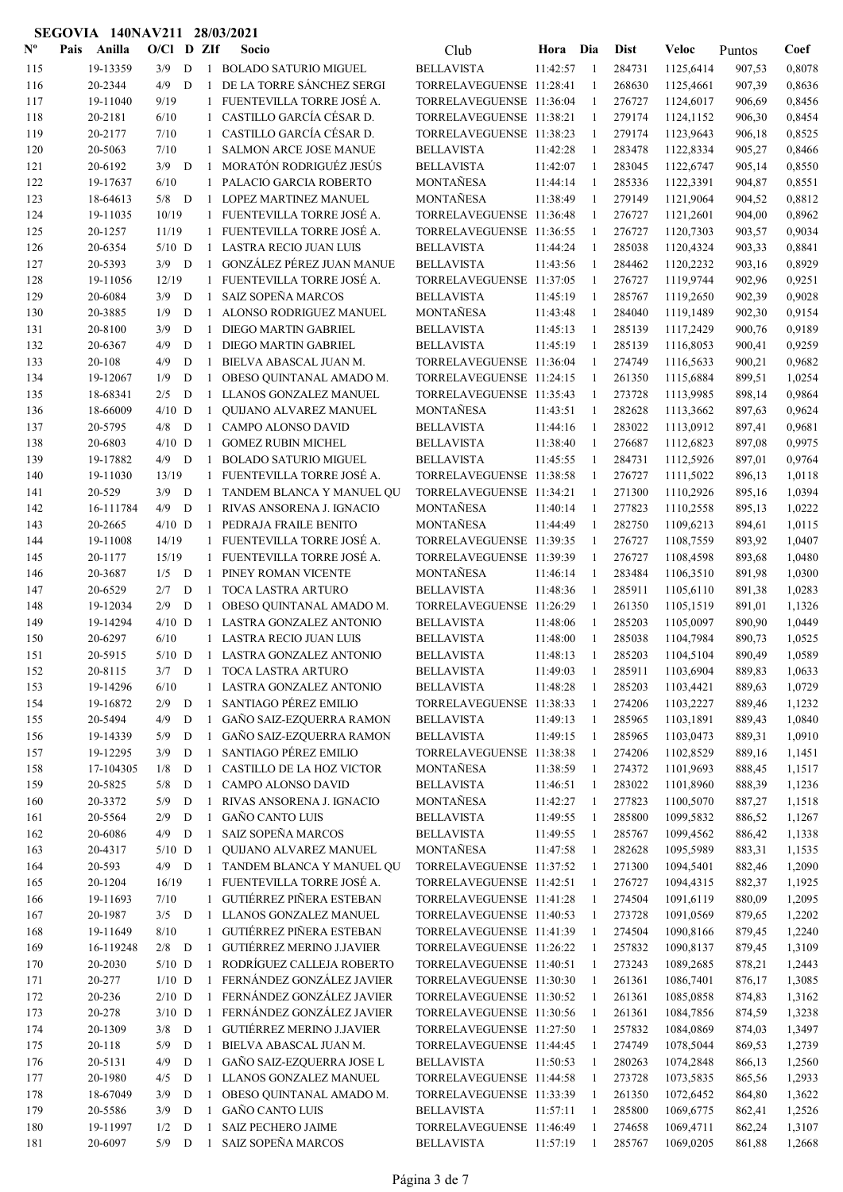**SEGOVIA 140NAV211 28/03/2021**

| Nº | Pais | Anilla | O/Cl | D | ZIf | Socio | Club | Hora | Dia | Dist | Veloc | Puntos | Coef |
|---|---|---|---|---|---|---|---|---|---|---|---|---|---|
| 115 | | 19-13359 | 3/9 | D | 1 | BOLADO SATURIO MIGUEL | BELLAVISTA | 11:42:57 | 1 | 284731 | 1125,6414 | 907,53 | 0,8078 |
| 116 | | 20-2344 | 4/9 | D | 1 | DE LA TORRE SÁNCHEZ SERGI | TORRELAVEGUENSE | 11:28:41 | 1 | 268630 | 1125,4661 | 907,39 | 0,8636 |
| 117 | | 19-11040 | 9/19 | | 1 | FUENTEVILLA TORRE JOSÉ A. | TORRELAVEGUENSE | 11:36:04 | 1 | 276727 | 1124,6017 | 906,69 | 0,8456 |
| 118 | | 20-2181 | 6/10 | | 1 | CASTILLO GARCÍA CÉSAR D. | TORRELAVEGUENSE | 11:38:21 | 1 | 279174 | 1124,1152 | 906,30 | 0,8454 |
| 119 | | 20-2177 | 7/10 | | 1 | CASTILLO GARCÍA CÉSAR D. | TORRELAVEGUENSE | 11:38:23 | 1 | 279174 | 1123,9643 | 906,18 | 0,8525 |
| 120 | | 20-5063 | 7/10 | | 1 | SALMON ARCE JOSE MANUE | BELLAVISTA | 11:42:28 | 1 | 283478 | 1122,8334 | 905,27 | 0,8466 |
| 121 | | 20-6192 | 3/9 | D | 1 | MORATÓN RODRIGUÉZ JESÚS | BELLAVISTA | 11:42:07 | 1 | 283045 | 1122,6747 | 905,14 | 0,8550 |
| 122 | | 19-17637 | 6/10 | | 1 | PALACIO GARCIA ROBERTO | MONTAÑESA | 11:44:14 | 1 | 285336 | 1122,3391 | 904,87 | 0,8551 |
| 123 | | 18-64613 | 5/8 | D | 1 | LOPEZ MARTINEZ MANUEL | MONTAÑESA | 11:38:49 | 1 | 279149 | 1121,9064 | 904,52 | 0,8812 |
| 124 | | 19-11035 | 10/19 | | 1 | FUENTEVILLA TORRE JOSÉ A. | TORRELAVEGUENSE | 11:36:48 | 1 | 276727 | 1121,2601 | 904,00 | 0,8962 |
| 125 | | 20-1257 | 11/19 | | 1 | FUENTEVILLA TORRE JOSÉ A. | TORRELAVEGUENSE | 11:36:55 | 1 | 276727 | 1120,7303 | 903,57 | 0,9034 |
| 126 | | 20-6354 | 5/10 | D | 1 | LASTRA RECIO JUAN LUIS | BELLAVISTA | 11:44:24 | 1 | 285038 | 1120,4324 | 903,33 | 0,8841 |
| 127 | | 20-5393 | 3/9 | D | 1 | GONZÁLEZ PÉREZ JUAN MANUE | BELLAVISTA | 11:43:56 | 1 | 284462 | 1120,2232 | 903,16 | 0,8929 |
| 128 | | 19-11056 | 12/19 | | 1 | FUENTEVILLA TORRE JOSÉ A. | TORRELAVEGUENSE | 11:37:05 | 1 | 276727 | 1119,9744 | 902,96 | 0,9251 |
| 129 | | 20-6084 | 3/9 | D | 1 | SAIZ SOPEÑA MARCOS | BELLAVISTA | 11:45:19 | 1 | 285767 | 1119,2650 | 902,39 | 0,9028 |
| 130 | | 20-3885 | 1/9 | D | 1 | ALONSO RODRIGUEZ MANUEL | MONTAÑESA | 11:43:48 | 1 | 284040 | 1119,1489 | 902,30 | 0,9154 |
| 131 | | 20-8100 | 3/9 | D | 1 | DIEGO MARTIN GABRIEL | BELLAVISTA | 11:45:13 | 1 | 285139 | 1117,2429 | 900,76 | 0,9189 |
| 132 | | 20-6367 | 4/9 | D | 1 | DIEGO MARTIN GABRIEL | BELLAVISTA | 11:45:19 | 1 | 285139 | 1116,8053 | 900,41 | 0,9259 |
| 133 | | 20-108 | 4/9 | D | 1 | BIELVA ABASCAL JUAN M. | TORRELAVEGUENSE | 11:36:04 | 1 | 274749 | 1116,5633 | 900,21 | 0,9682 |
| 134 | | 19-12067 | 1/9 | D | 1 | OBESO QUINTANAL AMADO M. | TORRELAVEGUENSE | 11:24:15 | 1 | 261350 | 1115,6884 | 899,51 | 1,0254 |
| 135 | | 18-68341 | 2/5 | D | 1 | LLANOS GONZALEZ MANUEL | TORRELAVEGUENSE | 11:35:43 | 1 | 273728 | 1113,9985 | 898,14 | 0,9864 |
| 136 | | 18-66009 | 4/10 | D | 1 | QUIJANO ALVAREZ MANUEL | MONTAÑESA | 11:43:51 | 1 | 282628 | 1113,3662 | 897,63 | 0,9624 |
| 137 | | 20-5795 | 4/8 | D | 1 | CAMPO ALONSO DAVID | BELLAVISTA | 11:44:16 | 1 | 283022 | 1113,0912 | 897,41 | 0,9681 |
| 138 | | 20-6803 | 4/10 | D | 1 | GOMEZ RUBIN MICHEL | BELLAVISTA | 11:38:40 | 1 | 276687 | 1112,6823 | 897,08 | 0,9975 |
| 139 | | 19-17882 | 4/9 | D | 1 | BOLADO SATURIO MIGUEL | BELLAVISTA | 11:45:55 | 1 | 284731 | 1112,5926 | 897,01 | 0,9764 |
| 140 | | 19-11030 | 13/19 | | 1 | FUENTEVILLA TORRE JOSÉ A. | TORRELAVEGUENSE | 11:38:58 | 1 | 276727 | 1111,5022 | 896,13 | 1,0118 |
| 141 | | 20-529 | 3/9 | D | 1 | TANDEM BLANCA Y MANUEL QU | TORRELAVEGUENSE | 11:34:21 | 1 | 271300 | 1110,2926 | 895,16 | 1,0394 |
| 142 | | 16-111784 | 4/9 | D | 1 | RIVAS ANSORENA J. IGNACIO | MONTAÑESA | 11:40:14 | 1 | 277823 | 1110,2558 | 895,13 | 1,0222 |
| 143 | | 20-2665 | 4/10 | D | 1 | PEDRAJA FRAILE BENITO | MONTAÑESA | 11:44:49 | 1 | 282750 | 1109,6213 | 894,61 | 1,0115 |
| 144 | | 19-11008 | 14/19 | | 1 | FUENTEVILLA TORRE JOSÉ A. | TORRELAVEGUENSE | 11:39:35 | 1 | 276727 | 1108,7559 | 893,92 | 1,0407 |
| 145 | | 20-1177 | 15/19 | | 1 | FUENTEVILLA TORRE JOSÉ A. | TORRELAVEGUENSE | 11:39:39 | 1 | 276727 | 1108,4598 | 893,68 | 1,0480 |
| 146 | | 20-3687 | 1/5 | D | 1 | PINEY ROMAN VICENTE | MONTAÑESA | 11:46:14 | 1 | 283484 | 1106,3510 | 891,98 | 1,0300 |
| 147 | | 20-6529 | 2/7 | D | 1 | TOCA LASTRA ARTURO | BELLAVISTA | 11:48:36 | 1 | 285911 | 1105,6110 | 891,38 | 1,0283 |
| 148 | | 19-12034 | 2/9 | D | 1 | OBESO QUINTANAL AMADO M. | TORRELAVEGUENSE | 11:26:29 | 1 | 261350 | 1105,1519 | 891,01 | 1,1326 |
| 149 | | 19-14294 | 4/10 | D | 1 | LASTRA GONZALEZ ANTONIO | BELLAVISTA | 11:48:06 | 1 | 285203 | 1105,0097 | 890,90 | 1,0449 |
| 150 | | 20-6297 | 6/10 | | 1 | LASTRA RECIO JUAN LUIS | BELLAVISTA | 11:48:00 | 1 | 285038 | 1104,7984 | 890,73 | 1,0525 |
| 151 | | 20-5915 | 5/10 | D | 1 | LASTRA GONZALEZ ANTONIO | BELLAVISTA | 11:48:13 | 1 | 285203 | 1104,5104 | 890,49 | 1,0589 |
| 152 | | 20-8115 | 3/7 | D | 1 | TOCA LASTRA ARTURO | BELLAVISTA | 11:49:03 | 1 | 285911 | 1103,6904 | 889,83 | 1,0633 |
| 153 | | 19-14296 | 6/10 | | 1 | LASTRA GONZALEZ ANTONIO | BELLAVISTA | 11:48:28 | 1 | 285203 | 1103,4421 | 889,63 | 1,0729 |
| 154 | | 19-16872 | 2/9 | D | 1 | SANTIAGO PÉREZ EMILIO | TORRELAVEGUENSE | 11:38:33 | 1 | 274206 | 1103,2227 | 889,46 | 1,1232 |
| 155 | | 20-5494 | 4/9 | D | 1 | GAÑO SAIZ-EZQUERRA RAMON | BELLAVISTA | 11:49:13 | 1 | 285965 | 1103,1891 | 889,43 | 1,0840 |
| 156 | | 19-14339 | 5/9 | D | 1 | GAÑO SAIZ-EZQUERRA RAMON | BELLAVISTA | 11:49:15 | 1 | 285965 | 1103,0473 | 889,31 | 1,0910 |
| 157 | | 19-12295 | 3/9 | D | 1 | SANTIAGO PÉREZ EMILIO | TORRELAVEGUENSE | 11:38:38 | 1 | 274206 | 1102,8529 | 889,16 | 1,1451 |
| 158 | | 17-104305 | 1/8 | D | 1 | CASTILLO DE LA HOZ VICTOR | MONTAÑESA | 11:38:59 | 1 | 274372 | 1101,9693 | 888,45 | 1,1517 |
| 159 | | 20-5825 | 5/8 | D | 1 | CAMPO ALONSO DAVID | BELLAVISTA | 11:46:51 | 1 | 283022 | 1101,8960 | 888,39 | 1,1236 |
| 160 | | 20-3372 | 5/9 | D | 1 | RIVAS ANSORENA J. IGNACIO | MONTAÑESA | 11:42:27 | 1 | 277823 | 1100,5070 | 887,27 | 1,1518 |
| 161 | | 20-5564 | 2/9 | D | 1 | GAÑO CANTO LUIS | BELLAVISTA | 11:49:55 | 1 | 285800 | 1099,5832 | 886,52 | 1,1267 |
| 162 | | 20-6086 | 4/9 | D | 1 | SAIZ SOPEÑA MARCOS | BELLAVISTA | 11:49:55 | 1 | 285767 | 1099,4562 | 886,42 | 1,1338 |
| 163 | | 20-4317 | 5/10 | D | 1 | QUIJANO ALVAREZ MANUEL | MONTAÑESA | 11:47:58 | 1 | 282628 | 1095,5989 | 883,31 | 1,1535 |
| 164 | | 20-593 | 4/9 | D | 1 | TANDEM BLANCA Y MANUEL QU | TORRELAVEGUENSE | 11:37:52 | 1 | 271300 | 1094,5401 | 882,46 | 1,2090 |
| 165 | | 20-1204 | 16/19 | | 1 | FUENTEVILLA TORRE JOSÉ A. | TORRELAVEGUENSE | 11:42:51 | 1 | 276727 | 1094,4315 | 882,37 | 1,1925 |
| 166 | | 19-11693 | 7/10 | | 1 | GUTIÉRREZ PIÑERA ESTEBAN | TORRELAVEGUENSE | 11:41:28 | 1 | 274504 | 1091,6119 | 880,09 | 1,2095 |
| 167 | | 20-1987 | 3/5 | D | 1 | LLANOS GONZALEZ MANUEL | TORRELAVEGUENSE | 11:40:53 | 1 | 273728 | 1091,0569 | 879,65 | 1,2202 |
| 168 | | 19-11649 | 8/10 | | 1 | GUTIÉRREZ PIÑERA ESTEBAN | TORRELAVEGUENSE | 11:41:39 | 1 | 274504 | 1090,8166 | 879,45 | 1,2240 |
| 169 | | 16-119248 | 2/8 | D | 1 | GUTIÉRREZ MERINO J.JAVIER | TORRELAVEGUENSE | 11:26:22 | 1 | 257832 | 1090,8137 | 879,45 | 1,3109 |
| 170 | | 20-2030 | 5/10 | D | 1 | RODRÍGUEZ CALLEJA ROBERTO | TORRELAVEGUENSE | 11:40:51 | 1 | 273243 | 1089,2685 | 878,21 | 1,2443 |
| 171 | | 20-277 | 1/10 | D | 1 | FERNÁNDEZ GONZÁLEZ JAVIER | TORRELAVEGUENSE | 11:30:30 | 1 | 261361 | 1086,7401 | 876,17 | 1,3085 |
| 172 | | 20-236 | 2/10 | D | 1 | FERNÁNDEZ GONZÁLEZ JAVIER | TORRELAVEGUENSE | 11:30:52 | 1 | 261361 | 1085,0858 | 874,83 | 1,3162 |
| 173 | | 20-278 | 3/10 | D | 1 | FERNÁNDEZ GONZÁLEZ JAVIER | TORRELAVEGUENSE | 11:30:56 | 1 | 261361 | 1084,7856 | 874,59 | 1,3238 |
| 174 | | 20-1309 | 3/8 | D | 1 | GUTIÉRREZ MERINO J.JAVIER | TORRELAVEGUENSE | 11:27:50 | 1 | 257832 | 1084,0869 | 874,03 | 1,3497 |
| 175 | | 20-118 | 5/9 | D | 1 | BIELVA ABASCAL JUAN M. | TORRELAVEGUENSE | 11:44:45 | 1 | 274749 | 1078,5044 | 869,53 | 1,2739 |
| 176 | | 20-5131 | 4/9 | D | 1 | GAÑO SAIZ-EZQUERRA JOSE L | BELLAVISTA | 11:50:53 | 1 | 280263 | 1074,2848 | 866,13 | 1,2560 |
| 177 | | 20-1980 | 4/5 | D | 1 | LLANOS GONZALEZ MANUEL | TORRELAVEGUENSE | 11:44:58 | 1 | 273728 | 1073,5835 | 865,56 | 1,2933 |
| 178 | | 18-67049 | 3/9 | D | 1 | OBESO QUINTANAL AMADO M. | TORRELAVEGUENSE | 11:33:39 | 1 | 261350 | 1072,6452 | 864,80 | 1,3622 |
| 179 | | 20-5586 | 3/9 | D | 1 | GAÑO CANTO LUIS | BELLAVISTA | 11:57:11 | 1 | 285800 | 1069,6775 | 862,41 | 1,2526 |
| 180 | | 19-11997 | 1/2 | D | 1 | SAIZ PECHERO JAIME | TORRELAVEGUENSE | 11:46:49 | 1 | 274658 | 1069,4711 | 862,24 | 1,3107 |
| 181 | | 20-6097 | 5/9 | D | 1 | SAIZ SOPEÑA MARCOS | BELLAVISTA | 11:57:19 | 1 | 285767 | 1069,0205 | 861,88 | 1,2668 |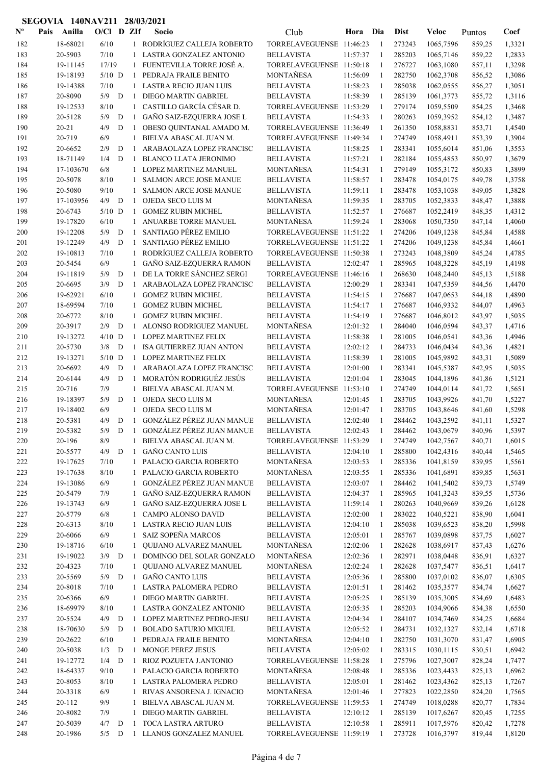**SEGOVIA 140NAV211 28/03/2021**

| Nº | Pais | Anilla | O/Cl | D | ZIf | Socio | Club | Hora | Dia | Dist | Veloc | Puntos | Coef |
|---|---|---|---|---|---|---|---|---|---|---|---|---|---|
| 182 | | 18-68021 | 6/10 | | 1 | RODRÍGUEZ CALLEJA ROBERTO | TORRELAVEGUENSE | 11:46:23 | 1 | 273243 | 1065,7596 | 859,25 | 1,3321 |
| 183 | | 20-5903 | 7/10 | | 1 | LASTRA GONZALEZ ANTONIO | BELLAVISTA | 11:57:37 | 1 | 285203 | 1065,7146 | 859,22 | 1,2833 |
| 184 | | 19-11145 | 17/19 | | 1 | FUENTEVILLA TORRE JOSÉ A. | TORRELAVEGUENSE | 11:50:18 | 1 | 276727 | 1063,1080 | 857,11 | 1,3298 |
| 185 | | 19-18193 | 5/10 | D | 1 | PEDRAJA FRAILE BENITO | MONTAÑESA | 11:56:09 | 1 | 282750 | 1062,3708 | 856,52 | 1,3086 |
| 186 | | 19-14388 | 7/10 | | 1 | LASTRA RECIO JUAN LUIS | BELLAVISTA | 11:58:23 | 1 | 285038 | 1062,0555 | 856,27 | 1,3051 |
| 187 | | 20-8090 | 5/9 | D | 1 | DIEGO MARTIN GABRIEL | BELLAVISTA | 11:58:39 | 1 | 285139 | 1061,3773 | 855,72 | 1,3116 |
| 188 | | 19-12533 | 8/10 | | 1 | CASTILLO GARCÍA CÉSAR D. | TORRELAVEGUENSE | 11:53:29 | 1 | 279174 | 1059,5509 | 854,25 | 1,3468 |
| 189 | | 20-5128 | 5/9 | D | 1 | GAÑO SAIZ-EZQUERRA JOSE L | BELLAVISTA | 11:54:33 | 1 | 280263 | 1059,3952 | 854,12 | 1,3487 |
| 190 | | 20-21 | 4/9 | D | 1 | OBESO QUINTANAL AMADO M. | TORRELAVEGUENSE | 11:36:49 | 1 | 261350 | 1058,8831 | 853,71 | 1,4540 |
| 191 | | 20-719 | 6/9 | | 1 | BIELVA ABASCAL JUAN M. | TORRELAVEGUENSE | 11:49:34 | 1 | 274749 | 1058,4911 | 853,39 | 1,3904 |
| 192 | | 20-6652 | 2/9 | D | 1 | ARABAOLAZA LOPEZ FRANCISC | BELLAVISTA | 11:58:25 | 1 | 283341 | 1055,6014 | 851,06 | 1,3553 |
| 193 | | 18-71149 | 1/4 | D | 1 | BLANCO LLATA JERONIMO | BELLAVISTA | 11:57:21 | 1 | 282184 | 1055,4853 | 850,97 | 1,3679 |
| 194 | | 17-103670 | 6/8 | | 1 | LOPEZ MARTINEZ MANUEL | MONTAÑESA | 11:54:31 | 1 | 279149 | 1055,3172 | 850,83 | 1,3899 |
| 195 | | 20-5078 | 8/10 | | 1 | SALMON ARCE JOSE MANUE | BELLAVISTA | 11:58:57 | 1 | 283478 | 1054,0175 | 849,78 | 1,3758 |
| 196 | | 20-5080 | 9/10 | | 1 | SALMON ARCE JOSE MANUE | BELLAVISTA | 11:59:11 | 1 | 283478 | 1053,1038 | 849,05 | 1,3828 |
| 197 | | 17-103956 | 4/9 | D | 1 | OJEDA SECO LUIS M | MONTAÑESA | 11:59:35 | 1 | 283705 | 1052,3833 | 848,47 | 1,3888 |
| 198 | | 20-6743 | 5/10 | D | 1 | GOMEZ RUBIN MICHEL | BELLAVISTA | 11:52:57 | 1 | 276687 | 1052,2419 | 848,35 | 1,4312 |
| 199 | | 19-17820 | 6/10 | | 1 | ANUARBE TORRE MANUEL | MONTAÑESA | 11:59:24 | 1 | 283068 | 1050,7350 | 847,14 | 1,4060 |
| 200 | | 19-12208 | 5/9 | D | 1 | SANTIAGO PÉREZ EMILIO | TORRELAVEGUENSE | 11:51:22 | 1 | 274206 | 1049,1238 | 845,84 | 1,4588 |
| 201 | | 19-12249 | 4/9 | D | 1 | SANTIAGO PÉREZ EMILIO | TORRELAVEGUENSE | 11:51:22 | 1 | 274206 | 1049,1238 | 845,84 | 1,4661 |
| 202 | | 19-10813 | 7/10 | | 1 | RODRÍGUEZ CALLEJA ROBERTO | TORRELAVEGUENSE | 11:50:38 | 1 | 273243 | 1048,3809 | 845,24 | 1,4785 |
| 203 | | 20-5454 | 6/9 | | 1 | GAÑO SAIZ-EZQUERRA RAMON | BELLAVISTA | 12:02:47 | 1 | 285965 | 1048,3228 | 845,19 | 1,4198 |
| 204 | | 19-11819 | 5/9 | D | 1 | DE LA TORRE SÁNCHEZ SERGI | TORRELAVEGUENSE | 11:46:16 | 1 | 268630 | 1048,2440 | 845,13 | 1,5188 |
| 205 | | 20-6695 | 3/9 | D | 1 | ARABAOLAZA LOPEZ FRANCISC | BELLAVISTA | 12:00:29 | 1 | 283341 | 1047,5359 | 844,56 | 1,4470 |
| 206 | | 19-62921 | 6/10 | | 1 | GOMEZ RUBIN MICHEL | BELLAVISTA | 11:54:15 | 1 | 276687 | 1047,0653 | 844,18 | 1,4890 |
| 207 | | 18-69594 | 7/10 | | 1 | GOMEZ RUBIN MICHEL | BELLAVISTA | 11:54:17 | 1 | 276687 | 1046,9332 | 844,07 | 1,4963 |
| 208 | | 20-6772 | 8/10 | | 1 | GOMEZ RUBIN MICHEL | BELLAVISTA | 11:54:19 | 1 | 276687 | 1046,8012 | 843,97 | 1,5035 |
| 209 | | 20-3917 | 2/9 | D | 1 | ALONSO RODRIGUEZ MANUEL | MONTAÑESA | 12:01:32 | 1 | 284040 | 1046,0594 | 843,37 | 1,4716 |
| 210 | | 19-13272 | 4/10 | D | 1 | LOPEZ MARTINEZ FELIX | BELLAVISTA | 11:58:38 | 1 | 281005 | 1046,0541 | 843,36 | 1,4946 |
| 211 | | 20-5730 | 3/8 | D | 1 | ISA GUTIERREZ JUAN ANTON | BELLAVISTA | 12:02:12 | 1 | 284733 | 1046,0434 | 843,36 | 1,4821 |
| 212 | | 19-13271 | 5/10 | D | 1 | LOPEZ MARTINEZ FELIX | BELLAVISTA | 11:58:39 | 1 | 281005 | 1045,9892 | 843,31 | 1,5089 |
| 213 | | 20-6692 | 4/9 | D | 1 | ARABAOLAZA LOPEZ FRANCISC | BELLAVISTA | 12:01:00 | 1 | 283341 | 1045,5387 | 842,95 | 1,5035 |
| 214 | | 20-6144 | 4/9 | D | 1 | MORATÓN RODRIGUÉZ JESÚS | BELLAVISTA | 12:01:04 | 1 | 283045 | 1044,1896 | 841,86 | 1,5121 |
| 215 | | 20-716 | 7/9 | | 1 | BIELVA ABASCAL JUAN M. | TORRELAVEGUENSE | 11:53:10 | 1 | 274749 | 1044,0114 | 841,72 | 1,5651 |
| 216 | | 19-18397 | 5/9 | D | 1 | OJEDA SECO LUIS M | MONTAÑESA | 12:01:45 | 1 | 283705 | 1043,9926 | 841,70 | 1,5227 |
| 217 | | 19-18402 | 6/9 | | 1 | OJEDA SECO LUIS M | MONTAÑESA | 12:01:47 | 1 | 283705 | 1043,8646 | 841,60 | 1,5298 |
| 218 | | 20-5381 | 4/9 | D | 1 | GONZÁLEZ PÉREZ JUAN MANUE | BELLAVISTA | 12:02:40 | 1 | 284462 | 1043,2592 | 841,11 | 1,5327 |
| 219 | | 20-5382 | 5/9 | D | 1 | GONZÁLEZ PÉREZ JUAN MANUE | BELLAVISTA | 12:02:43 | 1 | 284462 | 1043,0679 | 840,96 | 1,5397 |
| 220 | | 20-196 | 8/9 | | 1 | BIELVA ABASCAL JUAN M. | TORRELAVEGUENSE | 11:53:29 | 1 | 274749 | 1042,7567 | 840,71 | 1,6015 |
| 221 | | 20-5577 | 4/9 | D | 1 | GAÑO CANTO LUIS | BELLAVISTA | 12:04:10 | 1 | 285800 | 1042,4316 | 840,44 | 1,5465 |
| 222 | | 19-17625 | 7/10 | | 1 | PALACIO GARCIA ROBERTO | MONTAÑESA | 12:03:53 | 1 | 285336 | 1041,8159 | 839,95 | 1,5561 |
| 223 | | 19-17638 | 8/10 | | 1 | PALACIO GARCIA ROBERTO | MONTAÑESA | 12:03:55 | 1 | 285336 | 1041,6891 | 839,85 | 1,5631 |
| 224 | | 19-13086 | 6/9 | | 1 | GONZÁLEZ PÉREZ JUAN MANUE | BELLAVISTA | 12:03:07 | 1 | 284462 | 1041,5402 | 839,73 | 1,5749 |
| 225 | | 20-5479 | 7/9 | | 1 | GAÑO SAIZ-EZQUERRA RAMON | BELLAVISTA | 12:04:37 | 1 | 285965 | 1041,3243 | 839,55 | 1,5736 |
| 226 | | 19-13743 | 6/9 | | 1 | GAÑO SAIZ-EZQUERRA JOSE L | BELLAVISTA | 11:59:14 | 1 | 280263 | 1040,9669 | 839,26 | 1,6128 |
| 227 | | 20-5779 | 6/8 | | 1 | CAMPO ALONSO DAVID | BELLAVISTA | 12:02:00 | 1 | 283022 | 1040,5221 | 838,90 | 1,6041 |
| 228 | | 20-6313 | 8/10 | | 1 | LASTRA RECIO JUAN LUIS | BELLAVISTA | 12:04:10 | 1 | 285038 | 1039,6523 | 838,20 | 1,5998 |
| 229 | | 20-6066 | 6/9 | | 1 | SAIZ SOPEÑA MARCOS | BELLAVISTA | 12:05:01 | 1 | 285767 | 1039,0898 | 837,75 | 1,6027 |
| 230 | | 19-18716 | 6/10 | | 1 | QUIJANO ALVAREZ MANUEL | MONTAÑESA | 12:02:06 | 1 | 282628 | 1038,6917 | 837,43 | 1,6276 |
| 231 | | 19-19022 | 3/9 | D | 1 | DOMINGO DEL SOLAR GONZALO | MONTAÑESA | 12:02:36 | 1 | 282971 | 1038,0448 | 836,91 | 1,6327 |
| 232 | | 20-4323 | 7/10 | | 1 | QUIJANO ALVAREZ MANUEL | MONTAÑESA | 12:02:24 | 1 | 282628 | 1037,5477 | 836,51 | 1,6417 |
| 233 | | 20-5569 | 5/9 | D | 1 | GAÑO CANTO LUIS | BELLAVISTA | 12:05:36 | 1 | 285800 | 1037,0102 | 836,07 | 1,6305 |
| 234 | | 20-8018 | 7/10 | | 1 | LASTRA PALOMERA PEDRO | BELLAVISTA | 12:01:51 | 1 | 281462 | 1035,3577 | 834,74 | 1,6627 |
| 235 | | 20-6366 | 6/9 | | 1 | DIEGO MARTIN GABRIEL | BELLAVISTA | 12:05:25 | 1 | 285139 | 1035,3005 | 834,69 | 1,6483 |
| 236 | | 18-69979 | 8/10 | | 1 | LASTRA GONZALEZ ANTONIO | BELLAVISTA | 12:05:35 | 1 | 285203 | 1034,9066 | 834,38 | 1,6550 |
| 237 | | 20-5524 | 4/9 | D | 1 | LOPEZ MARTINEZ PEDRO-JESU | BELLAVISTA | 12:04:34 | 1 | 284107 | 1034,7469 | 834,25 | 1,6684 |
| 238 | | 18-70630 | 5/9 | D | 1 | BOLADO SATURIO MIGUEL | BELLAVISTA | 12:05:52 | 1 | 284731 | 1032,1327 | 832,14 | 1,6718 |
| 239 | | 20-2622 | 6/10 | | 1 | PEDRAJA FRAILE BENITO | MONTAÑESA | 12:04:10 | 1 | 282750 | 1031,3070 | 831,47 | 1,6905 |
| 240 | | 20-5038 | 1/3 | D | 1 | MONGE PEREZ JESUS | BELLAVISTA | 12:05:02 | 1 | 283315 | 1030,1115 | 830,51 | 1,6942 |
| 241 | | 19-12772 | 1/4 | D | 1 | RIOZ POZUETA J.ANTONIO | TORRELAVEGUENSE | 11:58:28 | 1 | 275796 | 1027,3007 | 828,24 | 1,7477 |
| 242 | | 18-64337 | 9/10 | | 1 | PALACIO GARCIA ROBERTO | MONTAÑESA | 12:08:48 | 1 | 285336 | 1023,4433 | 825,13 | 1,6962 |
| 243 | | 20-8053 | 8/10 | | 1 | LASTRA PALOMERA PEDRO | BELLAVISTA | 12:05:01 | 1 | 281462 | 1023,4362 | 825,13 | 1,7267 |
| 244 | | 20-3318 | 6/9 | | 1 | RIVAS ANSORENA J. IGNACIO | MONTAÑESA | 12:01:46 | 1 | 277823 | 1022,2850 | 824,20 | 1,7565 |
| 245 | | 20-112 | 9/9 | | 1 | BIELVA ABASCAL JUAN M. | TORRELAVEGUENSE | 11:59:53 | 1 | 274749 | 1018,0288 | 820,77 | 1,7834 |
| 246 | | 20-8082 | 7/9 | | 1 | DIEGO MARTIN GABRIEL | BELLAVISTA | 12:10:12 | 1 | 285139 | 1017,6267 | 820,45 | 1,7255 |
| 247 | | 20-5039 | 4/7 | D | 1 | TOCA LASTRA ARTURO | BELLAVISTA | 12:10:58 | 1 | 285911 | 1017,5976 | 820,42 | 1,7278 |
| 248 | | 20-1986 | 5/5 | D | 1 | LLANOS GONZALEZ MANUEL | TORRELAVEGUENSE | 11:59:19 | 1 | 273728 | 1016,3797 | 819,44 | 1,8120 |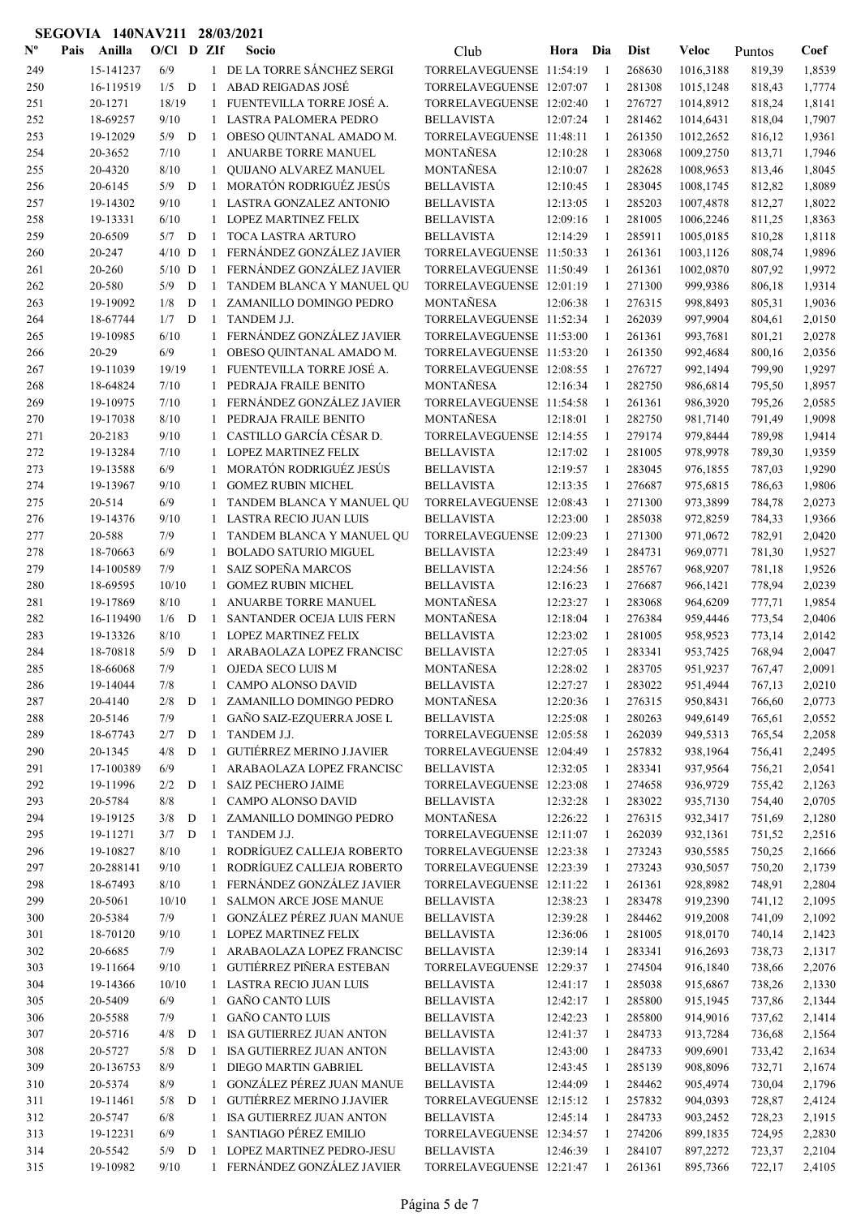**SEGOVIA 140NAV211 28/03/2021**

| Nº | Pais | Anilla | O/Cl | D | ZIf | Socio | Club | Hora | Dia | Dist | Veloc | Puntos | Coef |
|---|---|---|---|---|---|---|---|---|---|---|---|---|---|
| 249 | | 15-141237 | 6/9 | | 1 | DE LA TORRE SÁNCHEZ SERGI | TORRELAVEGUENSE | 11:54:19 | 1 | 268630 | 1016,3188 | 819,39 | 1,8539 |
| 250 | | 16-119519 | 1/5 | D | 1 | ABAD REIGADAS JOSÉ | TORRELAVEGUENSE | 12:07:07 | 1 | 281308 | 1015,1248 | 818,43 | 1,7774 |
| 251 | | 20-1271 | 18/19 | | 1 | FUENTEVILLA TORRE JOSÉ A. | TORRELAVEGUENSE | 12:02:40 | 1 | 276727 | 1014,8912 | 818,24 | 1,8141 |
| 252 | | 18-69257 | 9/10 | | 1 | LASTRA PALOMERA PEDRO | BELLAVISTA | 12:07:24 | 1 | 281462 | 1014,6431 | 818,04 | 1,7907 |
| 253 | | 19-12029 | 5/9 | D | 1 | OBESO QUINTANAL AMADO M. | TORRELAVEGUENSE | 11:48:11 | 1 | 261350 | 1012,2652 | 816,12 | 1,9361 |
| 254 | | 20-3652 | 7/10 | | 1 | ANUARBE TORRE MANUEL | MONTAÑESA | 12:10:28 | 1 | 283068 | 1009,2750 | 813,71 | 1,7946 |
| 255 | | 20-4320 | 8/10 | | 1 | QUIJANO ALVAREZ MANUEL | MONTAÑESA | 12:10:07 | 1 | 282628 | 1008,9653 | 813,46 | 1,8045 |
| 256 | | 20-6145 | 5/9 | D | 1 | MORATÓN RODRIGUÉZ JESÚS | BELLAVISTA | 12:10:45 | 1 | 283045 | 1008,1745 | 812,82 | 1,8089 |
| 257 | | 19-14302 | 9/10 | | 1 | LASTRA GONZALEZ ANTONIO | BELLAVISTA | 12:13:05 | 1 | 285203 | 1007,4878 | 812,27 | 1,8022 |
| 258 | | 19-13331 | 6/10 | | 1 | LOPEZ MARTINEZ FELIX | BELLAVISTA | 12:09:16 | 1 | 281005 | 1006,2246 | 811,25 | 1,8363 |
| 259 | | 20-6509 | 5/7 | D | 1 | TOCA LASTRA ARTURO | BELLAVISTA | 12:14:29 | 1 | 285911 | 1005,0185 | 810,28 | 1,8118 |
| 260 | | 20-247 | 4/10 | D | 1 | FERNÁNDEZ GONZÁLEZ JAVIER | TORRELAVEGUENSE | 11:50:33 | 1 | 261361 | 1003,1126 | 808,74 | 1,9896 |
| 261 | | 20-260 | 5/10 | D | 1 | FERNÁNDEZ GONZÁLEZ JAVIER | TORRELAVEGUENSE | 11:50:49 | 1 | 261361 | 1002,0870 | 807,92 | 1,9972 |
| 262 | | 20-580 | 5/9 | D | 1 | TANDEM BLANCA Y MANUEL QU | TORRELAVEGUENSE | 12:01:19 | 1 | 271300 | 999,9386 | 806,18 | 1,9314 |
| 263 | | 19-19092 | 1/8 | D | 1 | ZAMANILLO DOMINGO PEDRO | MONTAÑESA | 12:06:38 | 1 | 276315 | 998,8493 | 805,31 | 1,9036 |
| 264 | | 18-67744 | 1/7 | D | 1 | TANDEM J.J. | TORRELAVEGUENSE | 11:52:34 | 1 | 262039 | 997,9904 | 804,61 | 2,0150 |
| 265 | | 19-10985 | 6/10 | | 1 | FERNÁNDEZ GONZÁLEZ JAVIER | TORRELAVEGUENSE | 11:53:00 | 1 | 261361 | 993,7681 | 801,21 | 2,0278 |
| 266 | | 20-29 | 6/9 | | 1 | OBESO QUINTANAL AMADO M. | TORRELAVEGUENSE | 11:53:20 | 1 | 261350 | 992,4684 | 800,16 | 2,0356 |
| 267 | | 19-11039 | 19/19 | | 1 | FUENTEVILLA TORRE JOSÉ A. | TORRELAVEGUENSE | 12:08:55 | 1 | 276727 | 992,1494 | 799,90 | 1,9297 |
| 268 | | 18-64824 | 7/10 | | 1 | PEDRAJA FRAILE BENITO | MONTAÑESA | 12:16:34 | 1 | 282750 | 986,6814 | 795,50 | 1,8957 |
| 269 | | 19-10975 | 7/10 | | 1 | FERNÁNDEZ GONZÁLEZ JAVIER | TORRELAVEGUENSE | 11:54:58 | 1 | 261361 | 986,3920 | 795,26 | 2,0585 |
| 270 | | 19-17038 | 8/10 | | 1 | PEDRAJA FRAILE BENITO | MONTAÑESA | 12:18:01 | 1 | 282750 | 981,7140 | 791,49 | 1,9098 |
| 271 | | 20-2183 | 9/10 | | 1 | CASTILLO GARCÍA CÉSAR D. | TORRELAVEGUENSE | 12:14:55 | 1 | 279174 | 979,8444 | 789,98 | 1,9414 |
| 272 | | 19-13284 | 7/10 | | 1 | LOPEZ MARTINEZ FELIX | BELLAVISTA | 12:17:02 | 1 | 281005 | 978,9978 | 789,30 | 1,9359 |
| 273 | | 19-13588 | 6/9 | | 1 | MORATÓN RODRIGUÉZ JESÚS | BELLAVISTA | 12:19:57 | 1 | 283045 | 976,1855 | 787,03 | 1,9290 |
| 274 | | 19-13967 | 9/10 | | 1 | GOMEZ RUBIN MICHEL | BELLAVISTA | 12:13:35 | 1 | 276687 | 975,6815 | 786,63 | 1,9806 |
| 275 | | 20-514 | 6/9 | | 1 | TANDEM BLANCA Y MANUEL QU | TORRELAVEGUENSE | 12:08:43 | 1 | 271300 | 973,3899 | 784,78 | 2,0273 |
| 276 | | 19-14376 | 9/10 | | 1 | LASTRA RECIO JUAN LUIS | BELLAVISTA | 12:23:00 | 1 | 285038 | 972,8259 | 784,33 | 1,9366 |
| 277 | | 20-588 | 7/9 | | 1 | TANDEM BLANCA Y MANUEL QU | TORRELAVEGUENSE | 12:09:23 | 1 | 271300 | 971,0672 | 782,91 | 2,0420 |
| 278 | | 18-70663 | 6/9 | | 1 | BOLADO SATURIO MIGUEL | BELLAVISTA | 12:23:49 | 1 | 284731 | 969,0771 | 781,30 | 1,9527 |
| 279 | | 14-100589 | 7/9 | | 1 | SAIZ SOPEÑA MARCOS | BELLAVISTA | 12:24:56 | 1 | 285767 | 968,9207 | 781,18 | 1,9526 |
| 280 | | 18-69595 | 10/10 | | 1 | GOMEZ RUBIN MICHEL | BELLAVISTA | 12:16:23 | 1 | 276687 | 966,1421 | 778,94 | 2,0239 |
| 281 | | 19-17869 | 8/10 | | 1 | ANUARBE TORRE MANUEL | MONTAÑESA | 12:23:27 | 1 | 283068 | 964,6209 | 777,71 | 1,9854 |
| 282 | | 16-119490 | 1/6 | D | 1 | SANTANDER OCEJA LUIS FERN | MONTAÑESA | 12:18:04 | 1 | 276384 | 959,4446 | 773,54 | 2,0406 |
| 283 | | 19-13326 | 8/10 | | 1 | LOPEZ MARTINEZ FELIX | BELLAVISTA | 12:23:02 | 1 | 281005 | 958,9523 | 773,14 | 2,0142 |
| 284 | | 18-70818 | 5/9 | D | 1 | ARABAOLAZA LOPEZ FRANCISC | BELLAVISTA | 12:27:05 | 1 | 283341 | 953,7425 | 768,94 | 2,0047 |
| 285 | | 18-66068 | 7/9 | | 1 | OJEDA SECO LUIS M | MONTAÑESA | 12:28:02 | 1 | 283705 | 951,9237 | 767,47 | 2,0091 |
| 286 | | 19-14044 | 7/8 | | 1 | CAMPO ALONSO DAVID | BELLAVISTA | 12:27:27 | 1 | 283022 | 951,4944 | 767,13 | 2,0210 |
| 287 | | 20-4140 | 2/8 | D | 1 | ZAMANILLO DOMINGO PEDRO | MONTAÑESA | 12:20:36 | 1 | 276315 | 950,8431 | 766,60 | 2,0773 |
| 288 | | 20-5146 | 7/9 | | 1 | GAÑO SAIZ-EZQUERRA JOSE L | BELLAVISTA | 12:25:08 | 1 | 280263 | 949,6149 | 765,61 | 2,0552 |
| 289 | | 18-67743 | 2/7 | D | 1 | TANDEM J.J. | TORRELAVEGUENSE | 12:05:58 | 1 | 262039 | 949,5313 | 765,54 | 2,2058 |
| 290 | | 20-1345 | 4/8 | D | 1 | GUTIÉRREZ MERINO J.JAVIER | TORRELAVEGUENSE | 12:04:49 | 1 | 257832 | 938,1964 | 756,41 | 2,2495 |
| 291 | | 17-100389 | 6/9 | | 1 | ARABAOLAZA LOPEZ FRANCISC | BELLAVISTA | 12:32:05 | 1 | 283341 | 937,9564 | 756,21 | 2,0541 |
| 292 | | 19-11996 | 2/2 | D | 1 | SAIZ PECHERO JAIME | TORRELAVEGUENSE | 12:23:08 | 1 | 274658 | 936,9729 | 755,42 | 2,1263 |
| 293 | | 20-5784 | 8/8 | | 1 | CAMPO ALONSO DAVID | BELLAVISTA | 12:32:28 | 1 | 283022 | 935,7130 | 754,40 | 2,0705 |
| 294 | | 19-19125 | 3/8 | D | 1 | ZAMANILLO DOMINGO PEDRO | MONTAÑESA | 12:26:22 | 1 | 276315 | 932,3417 | 751,69 | 2,1280 |
| 295 | | 19-11271 | 3/7 | D | 1 | TANDEM J.J. | TORRELAVEGUENSE | 12:11:07 | 1 | 262039 | 932,1361 | 751,52 | 2,2516 |
| 296 | | 19-10827 | 8/10 | | 1 | RODRÍGUEZ CALLEJA ROBERTO | TORRELAVEGUENSE | 12:23:38 | 1 | 273243 | 930,5585 | 750,25 | 2,1666 |
| 297 | | 20-288141 | 9/10 | | 1 | RODRÍGUEZ CALLEJA ROBERTO | TORRELAVEGUENSE | 12:23:39 | 1 | 273243 | 930,5057 | 750,20 | 2,1739 |
| 298 | | 18-67493 | 8/10 | | 1 | FERNÁNDEZ GONZÁLEZ JAVIER | TORRELAVEGUENSE | 12:11:22 | 1 | 261361 | 928,8982 | 748,91 | 2,2804 |
| 299 | | 20-5061 | 10/10 | | 1 | SALMON ARCE JOSE MANUE | BELLAVISTA | 12:38:23 | 1 | 283478 | 919,2390 | 741,12 | 2,1095 |
| 300 | | 20-5384 | 7/9 | | 1 | GONZÁLEZ PÉREZ JUAN MANUE | BELLAVISTA | 12:39:28 | 1 | 284462 | 919,2008 | 741,09 | 2,1092 |
| 301 | | 18-70120 | 9/10 | | 1 | LOPEZ MARTINEZ FELIX | BELLAVISTA | 12:36:06 | 1 | 281005 | 918,0170 | 740,14 | 2,1423 |
| 302 | | 20-6685 | 7/9 | | 1 | ARABAOLAZA LOPEZ FRANCISC | BELLAVISTA | 12:39:14 | 1 | 283341 | 916,2693 | 738,73 | 2,1317 |
| 303 | | 19-11664 | 9/10 | | 1 | GUTIÉRREZ PIÑERA ESTEBAN | TORRELAVEGUENSE | 12:29:37 | 1 | 274504 | 916,1840 | 738,66 | 2,2076 |
| 304 | | 19-14366 | 10/10 | | 1 | LASTRA RECIO JUAN LUIS | BELLAVISTA | 12:41:17 | 1 | 285038 | 915,6867 | 738,26 | 2,1330 |
| 305 | | 20-5409 | 6/9 | | 1 | GAÑO CANTO LUIS | BELLAVISTA | 12:42:17 | 1 | 285800 | 915,1945 | 737,86 | 2,1344 |
| 306 | | 20-5588 | 7/9 | | 1 | GAÑO CANTO LUIS | BELLAVISTA | 12:42:23 | 1 | 285800 | 914,9016 | 737,62 | 2,1414 |
| 307 | | 20-5716 | 4/8 | D | 1 | ISA GUTIERREZ JUAN ANTON | BELLAVISTA | 12:41:37 | 1 | 284733 | 913,7284 | 736,68 | 2,1564 |
| 308 | | 20-5727 | 5/8 | D | 1 | ISA GUTIERREZ JUAN ANTON | BELLAVISTA | 12:43:00 | 1 | 284733 | 909,6901 | 733,42 | 2,1634 |
| 309 | | 20-136753 | 8/9 | | 1 | DIEGO MARTIN GABRIEL | BELLAVISTA | 12:43:45 | 1 | 285139 | 908,8096 | 732,71 | 2,1674 |
| 310 | | 20-5374 | 8/9 | | 1 | GONZÁLEZ PÉREZ JUAN MANUE | BELLAVISTA | 12:44:09 | 1 | 284462 | 905,4974 | 730,04 | 2,1796 |
| 311 | | 19-11461 | 5/8 | D | 1 | GUTIÉRREZ MERINO J.JAVIER | TORRELAVEGUENSE | 12:15:12 | 1 | 257832 | 904,0393 | 728,87 | 2,4124 |
| 312 | | 20-5747 | 6/8 | | 1 | ISA GUTIERREZ JUAN ANTON | BELLAVISTA | 12:45:14 | 1 | 284733 | 903,2452 | 728,23 | 2,1915 |
| 313 | | 19-12231 | 6/9 | | 1 | SANTIAGO PÉREZ EMILIO | TORRELAVEGUENSE | 12:34:57 | 1 | 274206 | 899,1835 | 724,95 | 2,2830 |
| 314 | | 20-5542 | 5/9 | D | 1 | LOPEZ MARTINEZ PEDRO-JESU | BELLAVISTA | 12:46:39 | 1 | 284107 | 897,2272 | 723,37 | 2,2104 |
| 315 | | 19-10982 | 9/10 | | 1 | FERNÁNDEZ GONZÁLEZ JAVIER | TORRELAVEGUENSE | 12:21:47 | 1 | 261361 | 895,7366 | 722,17 | 2,4105 |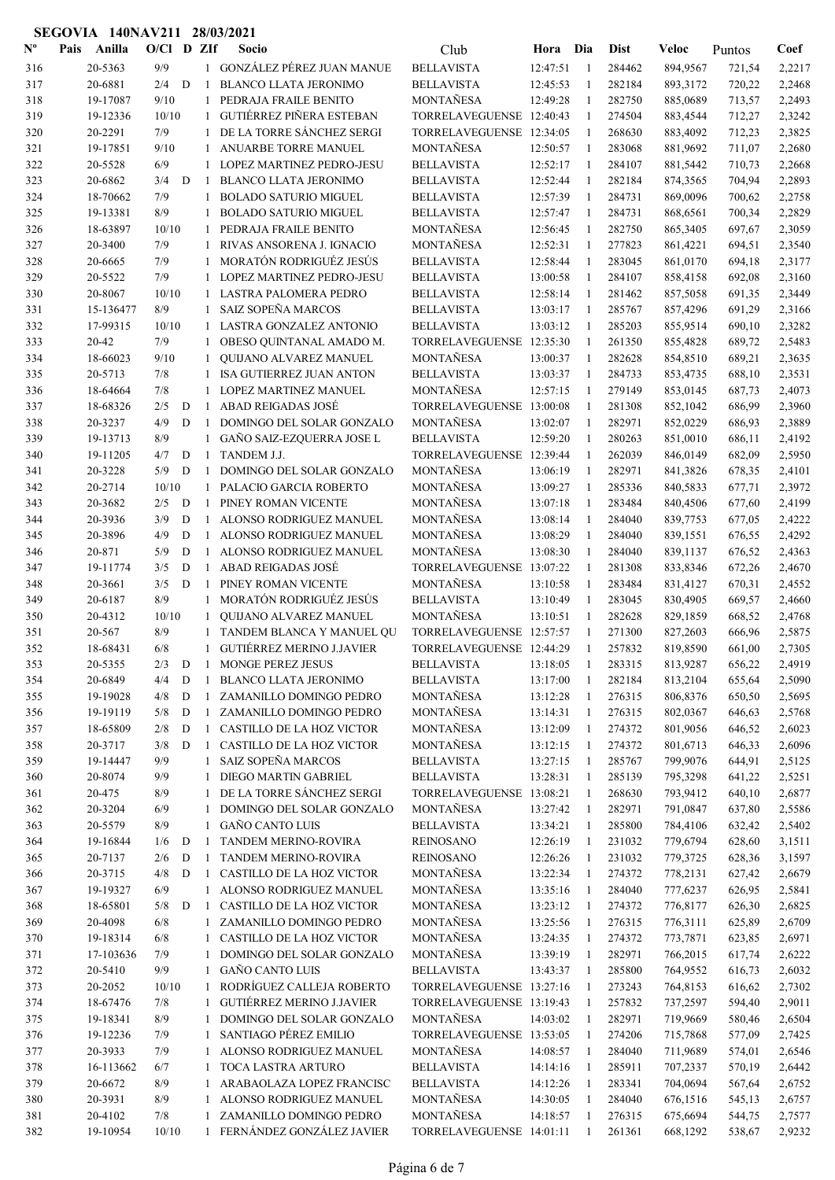**SEGOVIA 140NAV211 28/03/2021**

| Nº | Pais | Anilla | O/Cl | D | ZIf | Socio | Club | Hora | Dia | Dist | Veloc | Puntos | Coef |
|---|---|---|---|---|---|---|---|---|---|---|---|---|---|
| 316 | | 20-5363 | 9/9 | | 1 | GONZÁLEZ PÉREZ JUAN MANUE | BELLAVISTA | 12:47:51 | 1 | 284462 | 894,9567 | 721,54 | 2,2217 |
| 317 | | 20-6881 | 2/4 | D | 1 | BLANCO LLATA JERONIMO | BELLAVISTA | 12:45:53 | 1 | 282184 | 893,3172 | 720,22 | 2,2468 |
| 318 | | 19-17087 | 9/10 | | 1 | PEDRAJA FRAILE BENITO | MONTAÑESA | 12:49:28 | 1 | 282750 | 885,0689 | 713,57 | 2,2493 |
| 319 | | 19-12336 | 10/10 | | 1 | GUTIÉRREZ PIÑERA ESTEBAN | TORRELAVEGUENSE | 12:40:43 | 1 | 274504 | 883,4544 | 712,27 | 2,3242 |
| 320 | | 20-2291 | 7/9 | | 1 | DE LA TORRE SÁNCHEZ SERGI | TORRELAVEGUENSE | 12:34:05 | 1 | 268630 | 883,4092 | 712,23 | 2,3825 |
| 321 | | 19-17851 | 9/10 | | 1 | ANUARBE TORRE MANUEL | MONTAÑESA | 12:50:57 | 1 | 283068 | 881,9692 | 711,07 | 2,2680 |
| 322 | | 20-5528 | 6/9 | | 1 | LOPEZ MARTINEZ PEDRO-JESU | BELLAVISTA | 12:52:17 | 1 | 284107 | 881,5442 | 710,73 | 2,2668 |
| 323 | | 20-6862 | 3/4 | D | 1 | BLANCO LLATA JERONIMO | BELLAVISTA | 12:52:44 | 1 | 282184 | 874,3565 | 704,94 | 2,2893 |
| 324 | | 18-70662 | 7/9 | | 1 | BOLADO SATURIO MIGUEL | BELLAVISTA | 12:57:39 | 1 | 284731 | 869,0096 | 700,62 | 2,2758 |
| 325 | | 19-13381 | 8/9 | | 1 | BOLADO SATURIO MIGUEL | BELLAVISTA | 12:57:47 | 1 | 284731 | 868,6561 | 700,34 | 2,2829 |
| 326 | | 18-63897 | 10/10 | | 1 | PEDRAJA FRAILE BENITO | MONTAÑESA | 12:56:45 | 1 | 282750 | 865,3405 | 697,67 | 2,3059 |
| 327 | | 20-3400 | 7/9 | | 1 | RIVAS ANSORENA J. IGNACIO | MONTAÑESA | 12:52:31 | 1 | 277823 | 861,4221 | 694,51 | 2,3540 |
| 328 | | 20-6665 | 7/9 | | 1 | MORATÓN RODRIGUÉZ JESÚS | BELLAVISTA | 12:58:44 | 1 | 283045 | 861,0170 | 694,18 | 2,3177 |
| 329 | | 20-5522 | 7/9 | | 1 | LOPEZ MARTINEZ PEDRO-JESU | BELLAVISTA | 13:00:58 | 1 | 284107 | 858,4158 | 692,08 | 2,3160 |
| 330 | | 20-8067 | 10/10 | | 1 | LASTRA PALOMERA PEDRO | BELLAVISTA | 12:58:14 | 1 | 281462 | 857,5058 | 691,35 | 2,3449 |
| 331 | | 15-136477 | 8/9 | | 1 | SAIZ SOPEÑA MARCOS | BELLAVISTA | 13:03:17 | 1 | 285767 | 857,4296 | 691,29 | 2,3166 |
| 332 | | 17-99315 | 10/10 | | 1 | LASTRA GONZALEZ ANTONIO | BELLAVISTA | 13:03:12 | 1 | 285203 | 855,9514 | 690,10 | 2,3282 |
| 333 | | 20-42 | 7/9 | | 1 | OBESO QUINTANAL AMADO M. | TORRELAVEGUENSE | 12:35:30 | 1 | 261350 | 855,4828 | 689,72 | 2,5483 |
| 334 | | 18-66023 | 9/10 | | 1 | QUIJANO ALVAREZ MANUEL | MONTAÑESA | 13:00:37 | 1 | 282628 | 854,8510 | 689,21 | 2,3635 |
| 335 | | 20-5713 | 7/8 | | 1 | ISA GUTIERREZ JUAN ANTON | BELLAVISTA | 13:03:37 | 1 | 284733 | 853,4735 | 688,10 | 2,3531 |
| 336 | | 18-64664 | 7/8 | | 1 | LOPEZ MARTINEZ MANUEL | MONTAÑESA | 12:57:15 | 1 | 279149 | 853,0145 | 687,73 | 2,4073 |
| 337 | | 18-68326 | 2/5 | D | 1 | ABAD REIGADAS JOSÉ | TORRELAVEGUENSE | 13:00:08 | 1 | 281308 | 852,1042 | 686,99 | 2,3960 |
| 338 | | 20-3237 | 4/9 | D | 1 | DOMINGO DEL SOLAR GONZALO | MONTAÑESA | 13:02:07 | 1 | 282971 | 852,0229 | 686,93 | 2,3889 |
| 339 | | 19-13713 | 8/9 | | 1 | GAÑO SAIZ-EZQUERRA JOSE L | BELLAVISTA | 12:59:20 | 1 | 280263 | 851,0010 | 686,11 | 2,4192 |
| 340 | | 19-11205 | 4/7 | D | 1 | TANDEM J.J. | TORRELAVEGUENSE | 12:39:44 | 1 | 262039 | 846,0149 | 682,09 | 2,5950 |
| 341 | | 20-3228 | 5/9 | D | 1 | DOMINGO DEL SOLAR GONZALO | MONTAÑESA | 13:06:19 | 1 | 282971 | 841,3826 | 678,35 | 2,4101 |
| 342 | | 20-2714 | 10/10 | | 1 | PALACIO GARCIA ROBERTO | MONTAÑESA | 13:09:27 | 1 | 285336 | 840,5833 | 677,71 | 2,3972 |
| 343 | | 20-3682 | 2/5 | D | 1 | PINEY ROMAN VICENTE | MONTAÑESA | 13:07:18 | 1 | 283484 | 840,4506 | 677,60 | 2,4199 |
| 344 | | 20-3936 | 3/9 | D | 1 | ALONSO RODRIGUEZ MANUEL | MONTAÑESA | 13:08:14 | 1 | 284040 | 839,7753 | 677,05 | 2,4222 |
| 345 | | 20-3896 | 4/9 | D | 1 | ALONSO RODRIGUEZ MANUEL | MONTAÑESA | 13:08:29 | 1 | 284040 | 839,1551 | 676,55 | 2,4292 |
| 346 | | 20-871 | 5/9 | D | 1 | ALONSO RODRIGUEZ MANUEL | MONTAÑESA | 13:08:30 | 1 | 284040 | 839,1137 | 676,52 | 2,4363 |
| 347 | | 19-11774 | 3/5 | D | 1 | ABAD REIGADAS JOSÉ | TORRELAVEGUENSE | 13:07:22 | 1 | 281308 | 833,8346 | 672,26 | 2,4670 |
| 348 | | 20-3661 | 3/5 | D | 1 | PINEY ROMAN VICENTE | MONTAÑESA | 13:10:58 | 1 | 283484 | 831,4127 | 670,31 | 2,4552 |
| 349 | | 20-6187 | 8/9 | | 1 | MORATÓN RODRIGUÉZ JESÚS | BELLAVISTA | 13:10:49 | 1 | 283045 | 830,4905 | 669,57 | 2,4660 |
| 350 | | 20-4312 | 10/10 | | 1 | QUIJANO ALVAREZ MANUEL | MONTAÑESA | 13:10:51 | 1 | 282628 | 829,1859 | 668,52 | 2,4768 |
| 351 | | 20-567 | 8/9 | | 1 | TANDEM BLANCA Y MANUEL QU | TORRELAVEGUENSE | 12:57:57 | 1 | 271300 | 827,2603 | 666,96 | 2,5875 |
| 352 | | 18-68431 | 6/8 | | 1 | GUTIÉRREZ MERINO J.JAVIER | TORRELAVEGUENSE | 12:44:29 | 1 | 257832 | 819,8590 | 661,00 | 2,7305 |
| 353 | | 20-5355 | 2/3 | D | 1 | MONGE PEREZ JESUS | BELLAVISTA | 13:18:05 | 1 | 283315 | 813,9287 | 656,22 | 2,4919 |
| 354 | | 20-6849 | 4/4 | D | 1 | BLANCO LLATA JERONIMO | BELLAVISTA | 13:17:00 | 1 | 282184 | 813,2104 | 655,64 | 2,5090 |
| 355 | | 19-19028 | 4/8 | D | 1 | ZAMANILLO DOMINGO PEDRO | MONTAÑESA | 13:12:28 | 1 | 276315 | 806,8376 | 650,50 | 2,5695 |
| 356 | | 19-19119 | 5/8 | D | 1 | ZAMANILLO DOMINGO PEDRO | MONTAÑESA | 13:14:31 | 1 | 276315 | 802,0367 | 646,63 | 2,5768 |
| 357 | | 18-65809 | 2/8 | D | 1 | CASTILLO DE LA HOZ VICTOR | MONTAÑESA | 13:12:09 | 1 | 274372 | 801,9056 | 646,52 | 2,6023 |
| 358 | | 20-3717 | 3/8 | D | 1 | CASTILLO DE LA HOZ VICTOR | MONTAÑESA | 13:12:15 | 1 | 274372 | 801,6713 | 646,33 | 2,6096 |
| 359 | | 19-14447 | 9/9 | | 1 | SAIZ SOPEÑA MARCOS | BELLAVISTA | 13:27:15 | 1 | 285767 | 799,9076 | 644,91 | 2,5125 |
| 360 | | 20-8074 | 9/9 | | 1 | DIEGO MARTIN GABRIEL | BELLAVISTA | 13:28:31 | 1 | 285139 | 795,3298 | 641,22 | 2,5251 |
| 361 | | 20-475 | 8/9 | | 1 | DE LA TORRE SÁNCHEZ SERGI | TORRELAVEGUENSE | 13:08:21 | 1 | 268630 | 793,9412 | 640,10 | 2,6877 |
| 362 | | 20-3204 | 6/9 | | 1 | DOMINGO DEL SOLAR GONZALO | MONTAÑESA | 13:27:42 | 1 | 282971 | 791,0847 | 637,80 | 2,5586 |
| 363 | | 20-5579 | 8/9 | | 1 | GAÑO CANTO LUIS | BELLAVISTA | 13:34:21 | 1 | 285800 | 784,4106 | 632,42 | 2,5402 |
| 364 | | 19-16844 | 1/6 | D | 1 | TANDEM MERINO-ROVIRA | REINOSANO | 12:26:19 | 1 | 231032 | 779,6794 | 628,60 | 3,1511 |
| 365 | | 20-7137 | 2/6 | D | 1 | TANDEM MERINO-ROVIRA | REINOSANO | 12:26:26 | 1 | 231032 | 779,3725 | 628,36 | 3,1597 |
| 366 | | 20-3715 | 4/8 | D | 1 | CASTILLO DE LA HOZ VICTOR | MONTAÑESA | 13:22:34 | 1 | 274372 | 778,2131 | 627,42 | 2,6679 |
| 367 | | 19-19327 | 6/9 | | 1 | ALONSO RODRIGUEZ MANUEL | MONTAÑESA | 13:35:16 | 1 | 284040 | 777,6237 | 626,95 | 2,5841 |
| 368 | | 18-65801 | 5/8 | D | 1 | CASTILLO DE LA HOZ VICTOR | MONTAÑESA | 13:23:12 | 1 | 274372 | 776,8177 | 626,30 | 2,6825 |
| 369 | | 20-4098 | 6/8 | | 1 | ZAMANILLO DOMINGO PEDRO | MONTAÑESA | 13:25:56 | 1 | 276315 | 776,3111 | 625,89 | 2,6709 |
| 370 | | 19-18314 | 6/8 | | 1 | CASTILLO DE LA HOZ VICTOR | MONTAÑESA | 13:24:35 | 1 | 274372 | 773,7871 | 623,85 | 2,6971 |
| 371 | | 17-103636 | 7/9 | | 1 | DOMINGO DEL SOLAR GONZALO | MONTAÑESA | 13:39:19 | 1 | 282971 | 766,2015 | 617,74 | 2,6222 |
| 372 | | 20-5410 | 9/9 | | 1 | GAÑO CANTO LUIS | BELLAVISTA | 13:43:37 | 1 | 285800 | 764,9552 | 616,73 | 2,6032 |
| 373 | | 20-2052 | 10/10 | | 1 | RODRÍGUEZ CALLEJA ROBERTO | TORRELAVEGUENSE | 13:27:16 | 1 | 273243 | 764,8153 | 616,62 | 2,7302 |
| 374 | | 18-67476 | 7/8 | | 1 | GUTIÉRREZ MERINO J.JAVIER | TORRELAVEGUENSE | 13:19:43 | 1 | 257832 | 737,2597 | 594,40 | 2,9011 |
| 375 | | 19-18341 | 8/9 | | 1 | DOMINGO DEL SOLAR GONZALO | MONTAÑESA | 14:03:02 | 1 | 282971 | 719,9669 | 580,46 | 2,6504 |
| 376 | | 19-12236 | 7/9 | | 1 | SANTIAGO PÉREZ EMILIO | TORRELAVEGUENSE | 13:53:05 | 1 | 274206 | 715,7868 | 577,09 | 2,7425 |
| 377 | | 20-3933 | 7/9 | | 1 | ALONSO RODRIGUEZ MANUEL | MONTAÑESA | 14:08:57 | 1 | 284040 | 711,9689 | 574,01 | 2,6546 |
| 378 | | 16-113662 | 6/7 | | 1 | TOCA LASTRA ARTURO | BELLAVISTA | 14:14:16 | 1 | 285911 | 707,2337 | 570,19 | 2,6442 |
| 379 | | 20-6672 | 8/9 | | 1 | ARABAOLAZA LOPEZ FRANCISC | BELLAVISTA | 14:12:26 | 1 | 283341 | 704,0694 | 567,64 | 2,6752 |
| 380 | | 20-3931 | 8/9 | | 1 | ALONSO RODRIGUEZ MANUEL | MONTAÑESA | 14:30:05 | 1 | 284040 | 676,1516 | 545,13 | 2,6757 |
| 381 | | 20-4102 | 7/8 | | 1 | ZAMANILLO DOMINGO PEDRO | MONTAÑESA | 14:18:57 | 1 | 276315 | 675,6694 | 544,75 | 2,7577 |
| 382 | | 19-10954 | 10/10 | | 1 | FERNÁNDEZ GONZÁLEZ JAVIER | TORRELAVEGUENSE | 14:01:11 | 1 | 261361 | 668,1292 | 538,67 | 2,9232 |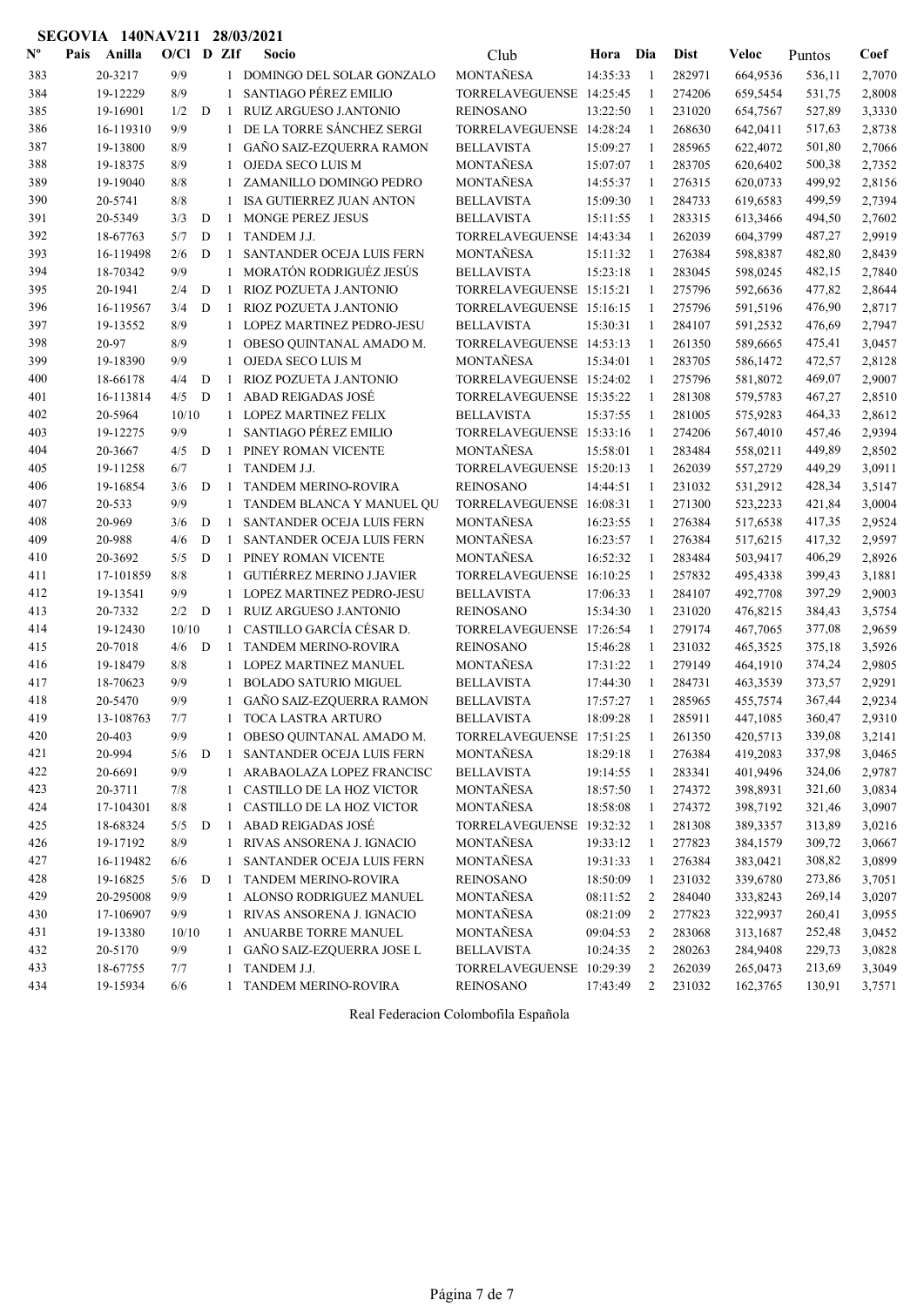**SEGOVIA 140NAV211 28/03/2021**

| Nº | Pais | Anilla | O/Cl | D | ZIf | Socio | Club | Hora | Dia | Dist | Veloc | Puntos | Coef |
|---|---|---|---|---|---|---|---|---|---|---|---|---|---|
| 383 | | 20-3217 | 9/9 | | 1 | DOMINGO DEL SOLAR GONZALO | MONTAÑESA | 14:35:33 | 1 | 282971 | 664,9536 | 536,11 | 2,7070 |
| 384 | | 19-12229 | 8/9 | | 1 | SANTIAGO PÉREZ EMILIO | TORRELAVEGUENSE | 14:25:45 | 1 | 274206 | 659,5454 | 531,75 | 2,8008 |
| 385 | | 19-16901 | 1/2 | D | 1 | RUIZ ARGUESO J.ANTONIO | REINOSANO | 13:22:50 | 1 | 231020 | 654,7567 | 527,89 | 3,3330 |
| 386 | | 16-119310 | 9/9 | | 1 | DE LA TORRE SÁNCHEZ SERGI | TORRELAVEGUENSE | 14:28:24 | 1 | 268630 | 642,0411 | 517,63 | 2,8738 |
| 387 | | 19-13800 | 8/9 | | 1 | GAÑO SAIZ-EZQUERRA RAMON | BELLAVISTA | 15:09:27 | 1 | 285965 | 622,4072 | 501,80 | 2,7066 |
| 388 | | 19-18375 | 8/9 | | 1 | OJEDA SECO LUIS M | MONTAÑESA | 15:07:07 | 1 | 283705 | 620,6402 | 500,38 | 2,7352 |
| 389 | | 19-19040 | 8/8 | | 1 | ZAMANILLO DOMINGO PEDRO | MONTAÑESA | 14:55:37 | 1 | 276315 | 620,0733 | 499,92 | 2,8156 |
| 390 | | 20-5741 | 8/8 | | 1 | ISA GUTIERREZ JUAN ANTON | BELLAVISTA | 15:09:30 | 1 | 284733 | 619,6583 | 499,59 | 2,7394 |
| 391 | | 20-5349 | 3/3 | D | 1 | MONGE PEREZ JESUS | BELLAVISTA | 15:11:55 | 1 | 283315 | 613,3466 | 494,50 | 2,7602 |
| 392 | | 18-67763 | 5/7 | D | 1 | TANDEM J.J. | TORRELAVEGUENSE | 14:43:34 | 1 | 262039 | 604,3799 | 487,27 | 2,9919 |
| 393 | | 16-119498 | 2/6 | D | 1 | SANTANDER OCEJA LUIS FERN | MONTAÑESA | 15:11:32 | 1 | 276384 | 598,8387 | 482,80 | 2,8439 |
| 394 | | 18-70342 | 9/9 | | 1 | MORATÓN RODRIGUÉZ JESÚS | BELLAVISTA | 15:23:18 | 1 | 283045 | 598,0245 | 482,15 | 2,7840 |
| 395 | | 20-1941 | 2/4 | D | 1 | RIOZ POZUETA J.ANTONIO | TORRELAVEGUENSE | 15:15:21 | 1 | 275796 | 592,6636 | 477,82 | 2,8644 |
| 396 | | 16-119567 | 3/4 | D | 1 | RIOZ POZUETA J.ANTONIO | TORRELAVEGUENSE | 15:16:15 | 1 | 275796 | 591,5196 | 476,90 | 2,8717 |
| 397 | | 19-13552 | 8/9 | | 1 | LOPEZ MARTINEZ PEDRO-JESU | BELLAVISTA | 15:30:31 | 1 | 284107 | 591,2532 | 476,69 | 2,7947 |
| 398 | | 20-97 | 8/9 | | 1 | OBESO QUINTANAL AMADO M. | TORRELAVEGUENSE | 14:53:13 | 1 | 261350 | 589,6665 | 475,41 | 3,0457 |
| 399 | | 19-18390 | 9/9 | | 1 | OJEDA SECO LUIS M | MONTAÑESA | 15:34:01 | 1 | 283705 | 586,1472 | 472,57 | 2,8128 |
| 400 | | 18-66178 | 4/4 | D | 1 | RIOZ POZUETA J.ANTONIO | TORRELAVEGUENSE | 15:24:02 | 1 | 275796 | 581,8072 | 469,07 | 2,9007 |
| 401 | | 16-113814 | 4/5 | D | 1 | ABAD REIGADAS JOSÉ | TORRELAVEGUENSE | 15:35:22 | 1 | 281308 | 579,5783 | 467,27 | 2,8510 |
| 402 | | 20-5964 | 10/10 | | 1 | LOPEZ MARTINEZ FELIX | BELLAVISTA | 15:37:55 | 1 | 281005 | 575,9283 | 464,33 | 2,8612 |
| 403 | | 19-12275 | 9/9 | | 1 | SANTIAGO PÉREZ EMILIO | TORRELAVEGUENSE | 15:33:16 | 1 | 274206 | 567,4010 | 457,46 | 2,9394 |
| 404 | | 20-3667 | 4/5 | D | 1 | PINEY ROMAN VICENTE | MONTAÑESA | 15:58:01 | 1 | 283484 | 558,0211 | 449,89 | 2,8502 |
| 405 | | 19-11258 | 6/7 | | 1 | TANDEM J.J. | TORRELAVEGUENSE | 15:20:13 | 1 | 262039 | 557,2729 | 449,29 | 3,0911 |
| 406 | | 19-16854 | 3/6 | D | 1 | TANDEM MERINO-ROVIRA | REINOSANO | 14:44:51 | 1 | 231032 | 531,2912 | 428,34 | 3,5147 |
| 407 | | 20-533 | 9/9 | | 1 | TANDEM BLANCA Y MANUEL QU | TORRELAVEGUENSE | 16:08:31 | 1 | 271300 | 523,2233 | 421,84 | 3,0004 |
| 408 | | 20-969 | 3/6 | D | 1 | SANTANDER OCEJA LUIS FERN | MONTAÑESA | 16:23:55 | 1 | 276384 | 517,6538 | 417,35 | 2,9524 |
| 409 | | 20-988 | 4/6 | D | 1 | SANTANDER OCEJA LUIS FERN | MONTAÑESA | 16:23:57 | 1 | 276384 | 517,6215 | 417,32 | 2,9597 |
| 410 | | 20-3692 | 5/5 | D | 1 | PINEY ROMAN VICENTE | MONTAÑESA | 16:52:32 | 1 | 283484 | 503,9417 | 406,29 | 2,8926 |
| 411 | | 17-101859 | 8/8 | | 1 | GUTIÉRREZ MERINO J.JAVIER | TORRELAVEGUENSE | 16:10:25 | 1 | 257832 | 495,4338 | 399,43 | 3,1881 |
| 412 | | 19-13541 | 9/9 | | 1 | LOPEZ MARTINEZ PEDRO-JESU | BELLAVISTA | 17:06:33 | 1 | 284107 | 492,7708 | 397,29 | 2,9003 |
| 413 | | 20-7332 | 2/2 | D | 1 | RUIZ ARGUESO J.ANTONIO | REINOSANO | 15:34:30 | 1 | 231020 | 476,8215 | 384,43 | 3,5754 |
| 414 | | 19-12430 | 10/10 | | 1 | CASTILLO GARCÍA CÉSAR D. | TORRELAVEGUENSE | 17:26:54 | 1 | 279174 | 467,7065 | 377,08 | 2,9659 |
| 415 | | 20-7018 | 4/6 | D | 1 | TANDEM MERINO-ROVIRA | REINOSANO | 15:46:28 | 1 | 231032 | 465,3525 | 375,18 | 3,5926 |
| 416 | | 19-18479 | 8/8 | | 1 | LOPEZ MARTINEZ MANUEL | MONTAÑESA | 17:31:22 | 1 | 279149 | 464,1910 | 374,24 | 2,9805 |
| 417 | | 18-70623 | 9/9 | | 1 | BOLADO SATURIO MIGUEL | BELLAVISTA | 17:44:30 | 1 | 284731 | 463,3539 | 373,57 | 2,9291 |
| 418 | | 20-5470 | 9/9 | | 1 | GAÑO SAIZ-EZQUERRA RAMON | BELLAVISTA | 17:57:27 | 1 | 285965 | 455,7574 | 367,44 | 2,9234 |
| 419 | | 13-108763 | 7/7 | | 1 | TOCA LASTRA ARTURO | BELLAVISTA | 18:09:28 | 1 | 285911 | 447,1085 | 360,47 | 2,9310 |
| 420 | | 20-403 | 9/9 | | 1 | OBESO QUINTANAL AMADO M. | TORRELAVEGUENSE | 17:51:25 | 1 | 261350 | 420,5713 | 339,08 | 3,2141 |
| 421 | | 20-994 | 5/6 | D | 1 | SANTANDER OCEJA LUIS FERN | MONTAÑESA | 18:29:18 | 1 | 276384 | 419,2083 | 337,98 | 3,0465 |
| 422 | | 20-6691 | 9/9 | | 1 | ARABAOLAZA LOPEZ FRANCISC | BELLAVISTA | 19:14:55 | 1 | 283341 | 401,9496 | 324,06 | 2,9787 |
| 423 | | 20-3711 | 7/8 | | 1 | CASTILLO DE LA HOZ VICTOR | MONTAÑESA | 18:57:50 | 1 | 274372 | 398,8931 | 321,60 | 3,0834 |
| 424 | | 17-104301 | 8/8 | | 1 | CASTILLO DE LA HOZ VICTOR | MONTAÑESA | 18:58:08 | 1 | 274372 | 398,7192 | 321,46 | 3,0907 |
| 425 | | 18-68324 | 5/5 | D | 1 | ABAD REIGADAS JOSÉ | TORRELAVEGUENSE | 19:32:32 | 1 | 281308 | 389,3357 | 313,89 | 3,0216 |
| 426 | | 19-17192 | 8/9 | | 1 | RIVAS ANSORENA J. IGNACIO | MONTAÑESA | 19:33:12 | 1 | 277823 | 384,1579 | 309,72 | 3,0667 |
| 427 | | 16-119482 | 6/6 | | 1 | SANTANDER OCEJA LUIS FERN | MONTAÑESA | 19:31:33 | 1 | 276384 | 383,0421 | 308,82 | 3,0899 |
| 428 | | 19-16825 | 5/6 | D | 1 | TANDEM MERINO-ROVIRA | REINOSANO | 18:50:09 | 1 | 231032 | 339,6780 | 273,86 | 3,7051 |
| 429 | | 20-295008 | 9/9 | | 1 | ALONSO RODRIGUEZ MANUEL | MONTAÑESA | 08:11:52 | 2 | 284040 | 333,8243 | 269,14 | 3,0207 |
| 430 | | 17-106907 | 9/9 | | 1 | RIVAS ANSORENA J. IGNACIO | MONTAÑESA | 08:21:09 | 2 | 277823 | 322,9937 | 260,41 | 3,0955 |
| 431 | | 19-13380 | 10/10 | | 1 | ANUARBE TORRE MANUEL | MONTAÑESA | 09:04:53 | 2 | 283068 | 313,1687 | 252,48 | 3,0452 |
| 432 | | 20-5170 | 9/9 | | 1 | GAÑO SAIZ-EZQUERRA JOSE L | BELLAVISTA | 10:24:35 | 2 | 280263 | 284,9408 | 229,73 | 3,0828 |
| 433 | | 18-67755 | 7/7 | | 1 | TANDEM J.J. | TORRELAVEGUENSE | 10:29:39 | 2 | 262039 | 265,0473 | 213,69 | 3,3049 |
| 434 | | 19-15934 | 6/6 | | 1 | TANDEM MERINO-ROVIRA | REINOSANO | 17:43:49 | 2 | 231032 | 162,3765 | 130,91 | 3,7571 |

Real Federacion Colombofila Española